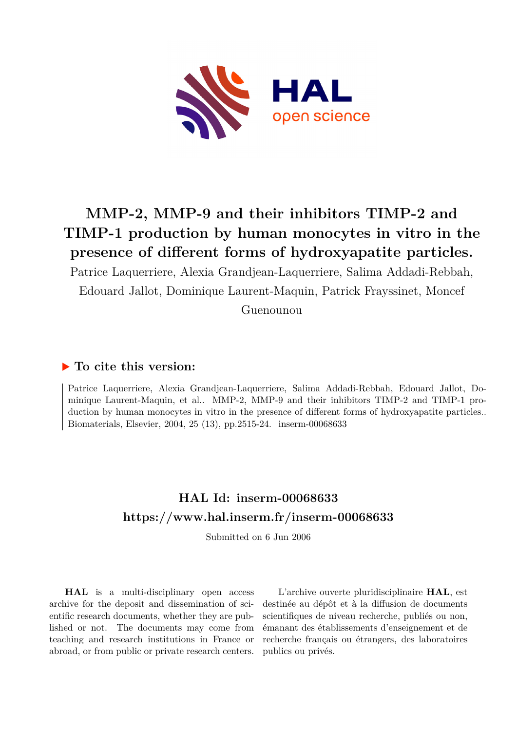# MMP-2, MMP-9 and their inhibitors TIMP-2 and TIMP-1 production by human monocytes in vitro in the presence of different forms of hydroxyapatite particles.

Patrice Laquerriere, Alexia Grandjean-Laquerriere, Salima Addadi-Rebbah, Edouard Jallot, Dominique Laurent-Maquin, Patrick Frayssinet, Moncef Guenounou

## ▶ To cite this version:

Patrice Laquerriere, Alexia Grandjean-Laquerriere, Salima Addadi-Rebbah, Edouard Jallot, Dominique Laurent-Maquin, et al.. MMP-2, MMP-9 and their inhibitors TIMP-2 and TIMP-1 production by human monocytes in vitro in the presence of different forms of hydroxyapatite particles.. Biomaterials, Elsevier, 2004, 25 (13), pp.2515-24. inserm-00068633

## HAL Id: inserm-00068633
## https://www.hal.inserm.fr/inserm-00068633

Submitted on 6 Jun 2006

**HAL** is a multi-disciplinary open access archive for the deposit and dissemination of scientific research documents, whether they are published or not. The documents may come from teaching and research institutions in France or abroad, or from public or private research centers.

L'archive ouverte pluridisciplinaire **HAL**, est destinée au dépôt et à la diffusion de documents scientifiques de niveau recherche, publiés ou non, émanant des établissements d'enseignement et de recherche français ou étrangers, des laboratoires publics ou privés.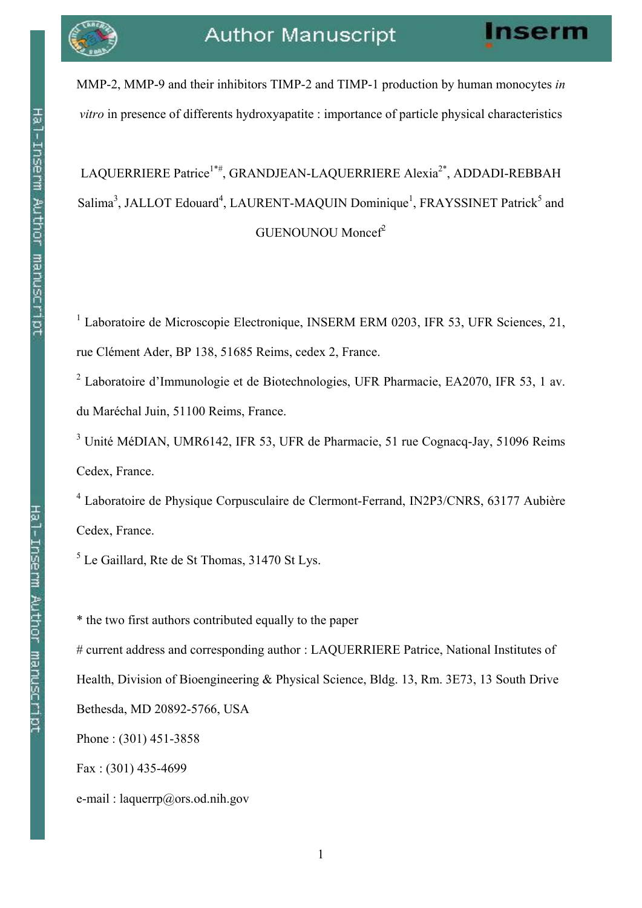# MMP-2, MMP-9 and their inhibitors TIMP-2 and TIMP-1 production by human monocytes *in vitro* in presence of differents hydroxyapatite : importance of particle physical characteristics

LAQUERRIERE Patrice[1*#], GRANDJEAN-LAQUERRIERE Alexia[2*], ADDADI-REBBAH Salima[3], JALLOT Edouard[4], LAURENT-MAQUIN Dominique[1], FRAYSSINET Patrick[5] and GUENOUNOU Moncef[2]

[1] Laboratoire de Microscopie Electronique, INSERM ERM 0203, IFR 53, UFR Sciences, 21, rue Clément Ader, BP 138, 51685 Reims, cedex 2, France.

[2] Laboratoire d'Immunologie et de Biotechnologies, UFR Pharmacie, EA2070, IFR 53, 1 av. du Maréchal Juin, 51100 Reims, France.

[3] Unité MéDIAN, UMR6142, IFR 53, UFR de Pharmacie, 51 rue Cognacq-Jay, 51096 Reims Cedex, France.

[4] Laboratoire de Physique Corpusculaire de Clermont-Ferrand, IN2P3/CNRS, 63177 Aubière Cedex, France.

[5] Le Gaillard, Rte de St Thomas, 31470 St Lys.

\* the two first authors contributed equally to the paper

\# current address and corresponding author : LAQUERRIERE Patrice, National Institutes of Health, Division of Bioengineering & Physical Science, Bldg. 13, Rm. 3E73, 13 South Drive Bethesda, MD 20892-5766, USA

Phone : (301) 451-3858

Fax : (301) 435-4699

e-mail : laquerrp@ors.od.nih.gov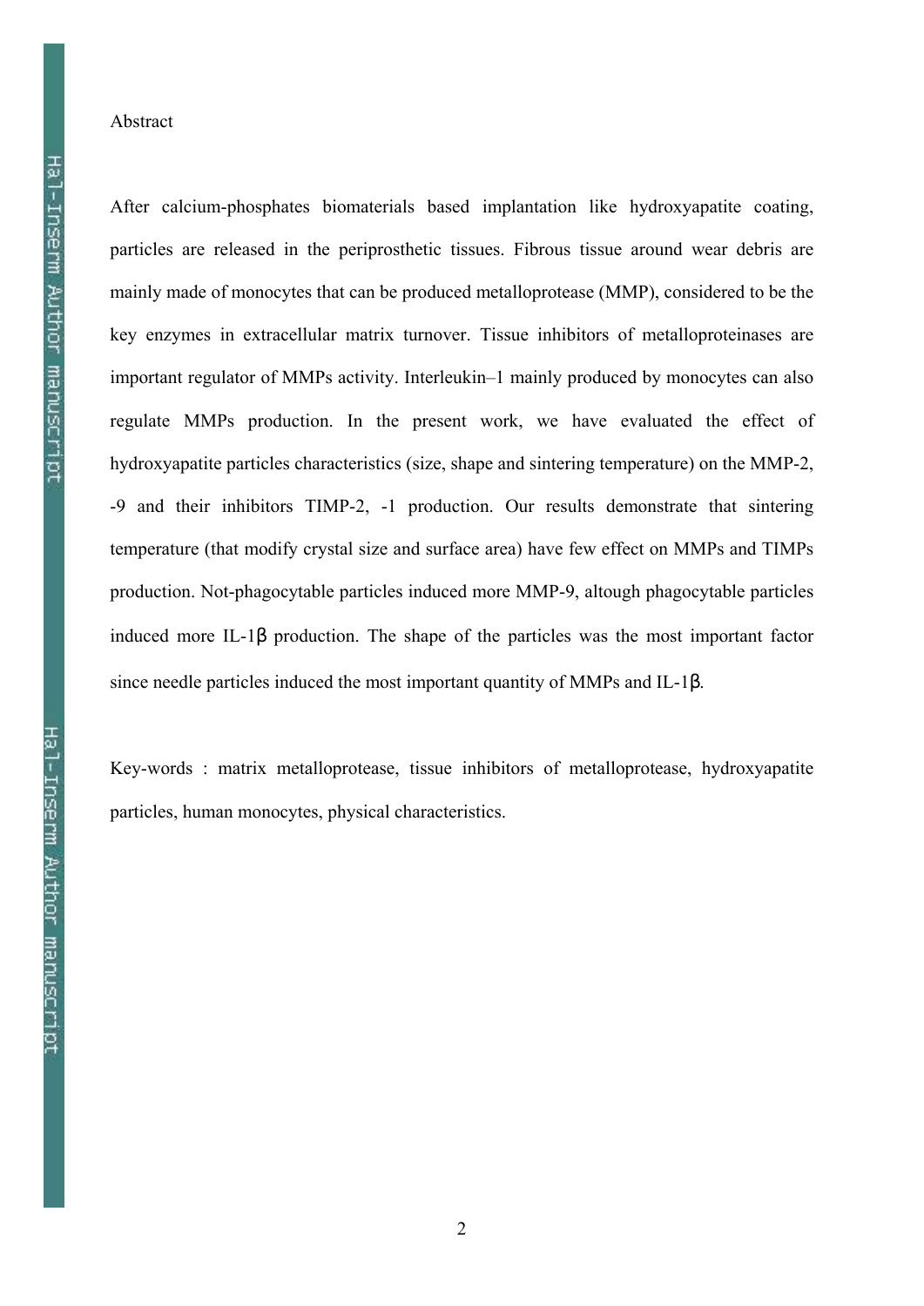Abstract

After calcium-phosphates biomaterials based implantation like hydroxyapatite coating, particles are released in the periprosthetic tissues. Fibrous tissue around wear debris are mainly made of monocytes that can be produced metalloprotease (MMP), considered to be the key enzymes in extracellular matrix turnover. Tissue inhibitors of metalloproteinases are important regulator of MMPs activity. Interleukin–1 mainly produced by monocytes can also regulate MMPs production. In the present work, we have evaluated the effect of hydroxyapatite particles characteristics (size, shape and sintering temperature) on the MMP-2, -9 and their inhibitors TIMP-2, -1 production. Our results demonstrate that sintering temperature (that modify crystal size and surface area) have few effect on MMPs and TIMPs production. Not-phagocytable particles induced more MMP-9, altough phagocytable particles induced more IL-1β production. The shape of the particles was the most important factor since needle particles induced the most important quantity of MMPs and IL-1β.

Key-words : matrix metalloprotease, tissue inhibitors of metalloprotease, hydroxyapatite particles, human monocytes, physical characteristics.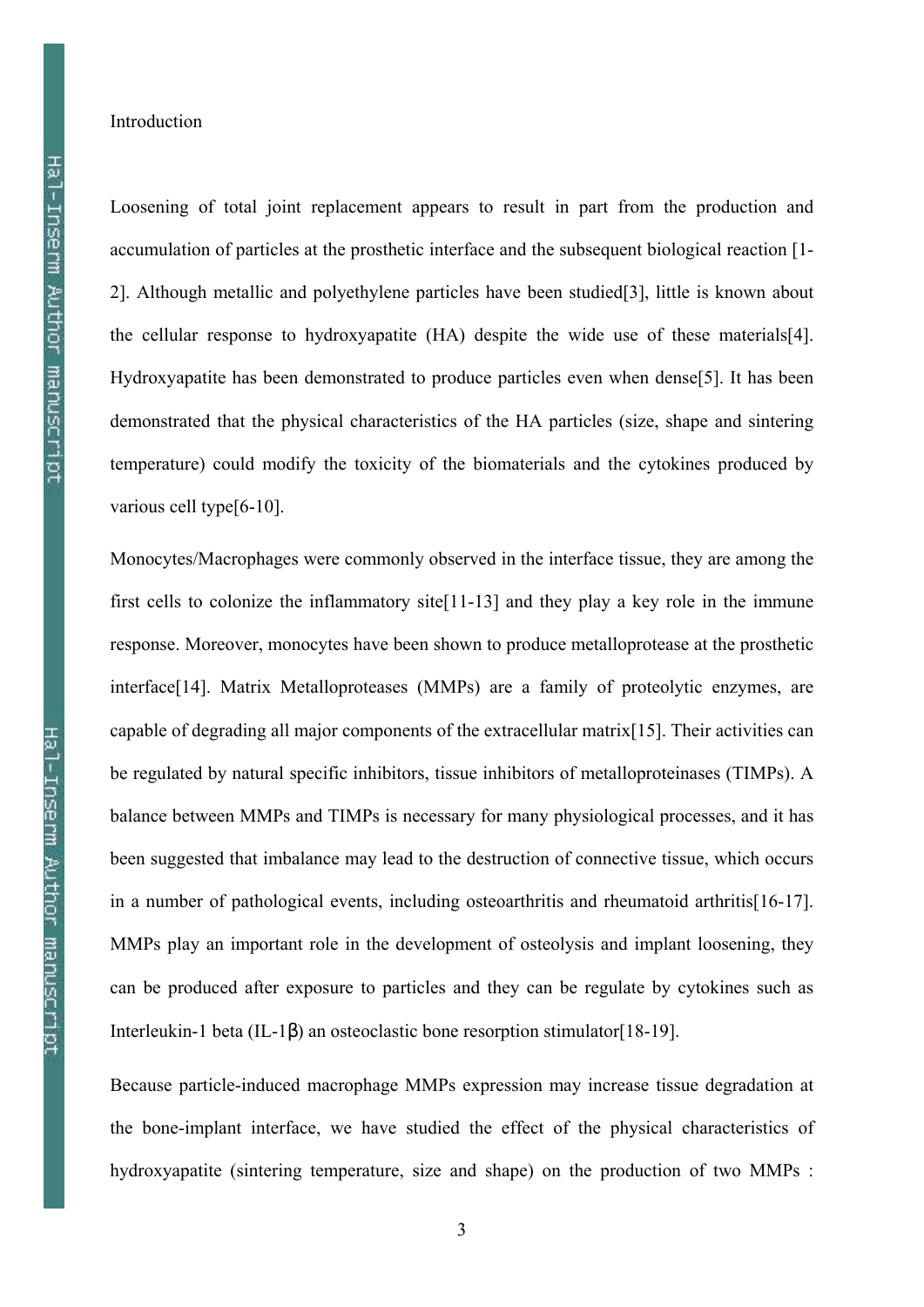## Introduction

Loosening of total joint replacement appears to result in part from the production and accumulation of particles at the prosthetic interface and the subsequent biological reaction [1-2]. Although metallic and polyethylene particles have been studied[3], little is known about the cellular response to hydroxyapatite (HA) despite the wide use of these materials[4]. Hydroxyapatite has been demonstrated to produce particles even when dense[5]. It has been demonstrated that the physical characteristics of the HA particles (size, shape and sintering temperature) could modify the toxicity of the biomaterials and the cytokines produced by various cell type[6-10].

Monocytes/Macrophages were commonly observed in the interface tissue, they are among the first cells to colonize the inflammatory site[11-13] and they play a key role in the immune response. Moreover, monocytes have been shown to produce metalloprotease at the prosthetic interface[14]. Matrix Metalloproteases (MMPs) are a family of proteolytic enzymes, are capable of degrading all major components of the extracellular matrix[15]. Their activities can be regulated by natural specific inhibitors, tissue inhibitors of metalloproteinases (TIMPs). A balance between MMPs and TIMPs is necessary for many physiological processes, and it has been suggested that imbalance may lead to the destruction of connective tissue, which occurs in a number of pathological events, including osteoarthritis and rheumatoid arthritis[16-17]. MMPs play an important role in the development of osteolysis and implant loosening, they can be produced after exposure to particles and they can be regulate by cytokines such as Interleukin-1 beta (IL-1β) an osteoclastic bone resorption stimulator[18-19].

Because particle-induced macrophage MMPs expression may increase tissue degradation at the bone-implant interface, we have studied the effect of the physical characteristics of hydroxyapatite (sintering temperature, size and shape) on the production of two MMPs :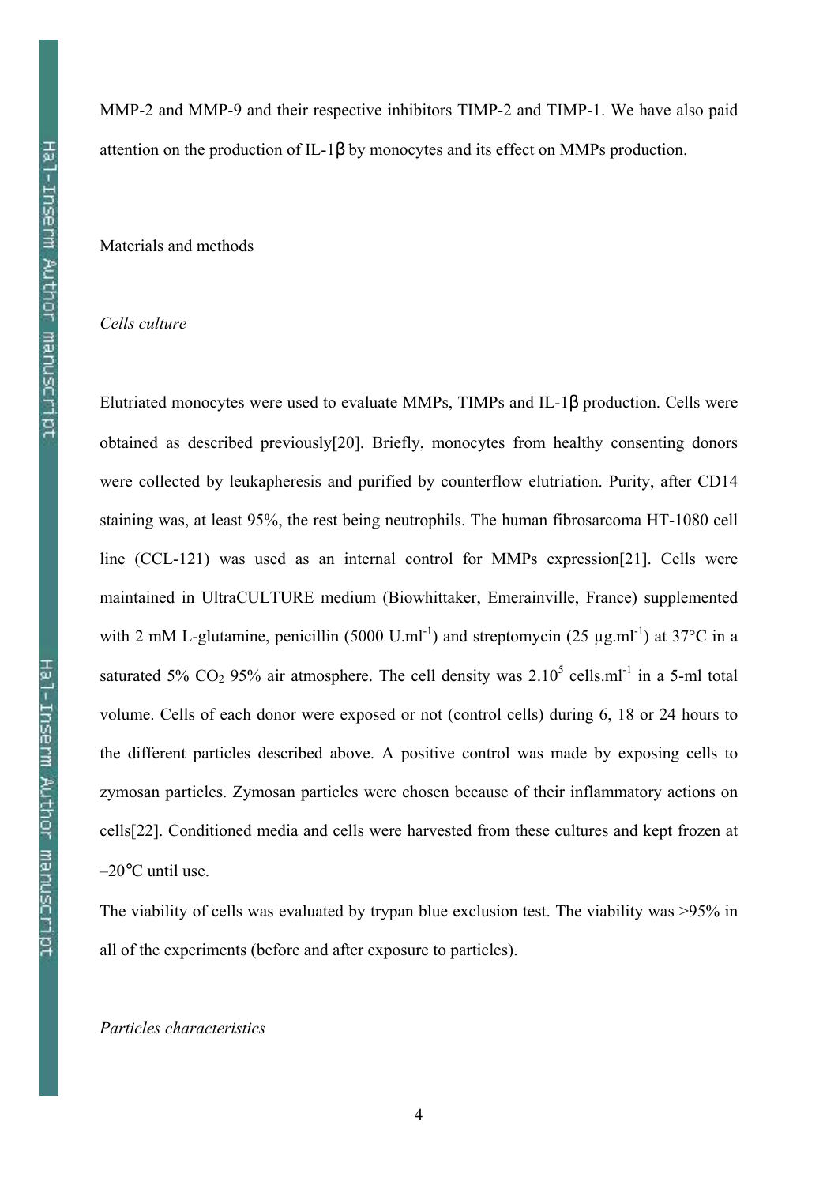MMP-2 and MMP-9 and their respective inhibitors TIMP-2 and TIMP-1. We have also paid attention on the production of IL-1β by monocytes and its effect on MMPs production.

## Materials and methods

### *Cells culture*

Elutriated monocytes were used to evaluate MMPs, TIMPs and IL-1β production. Cells were obtained as described previously[20]. Briefly, monocytes from healthy consenting donors were collected by leukapheresis and purified by counterflow elutriation. Purity, after CD14 staining was, at least 95%, the rest being neutrophils. The human fibrosarcoma HT-1080 cell line (CCL-121) was used as an internal control for MMPs expression[21]. Cells were maintained in UltraCULTURE medium (Biowhittaker, Emerainville, France) supplemented with 2 mM L-glutamine, penicillin (5000 $U.ml^{-1}$) and streptomycin (25 $\mu g.ml^{-1}$) at 37°C in a saturated 5% $CO_2$ 95% air atmosphere. The cell density was $2.10^5$ $cells.ml^{-1}$ in a 5-ml total volume. Cells of each donor were exposed or not (control cells) during 6, 18 or 24 hours to the different particles described above. A positive control was made by exposing cells to zymosan particles. Zymosan particles were chosen because of their inflammatory actions on cells[22]. Conditioned media and cells were harvested from these cultures and kept frozen at –20°C until use.

The viability of cells was evaluated by trypan blue exclusion test. The viability was >95% in all of the experiments (before and after exposure to particles).

### *Particles characteristics*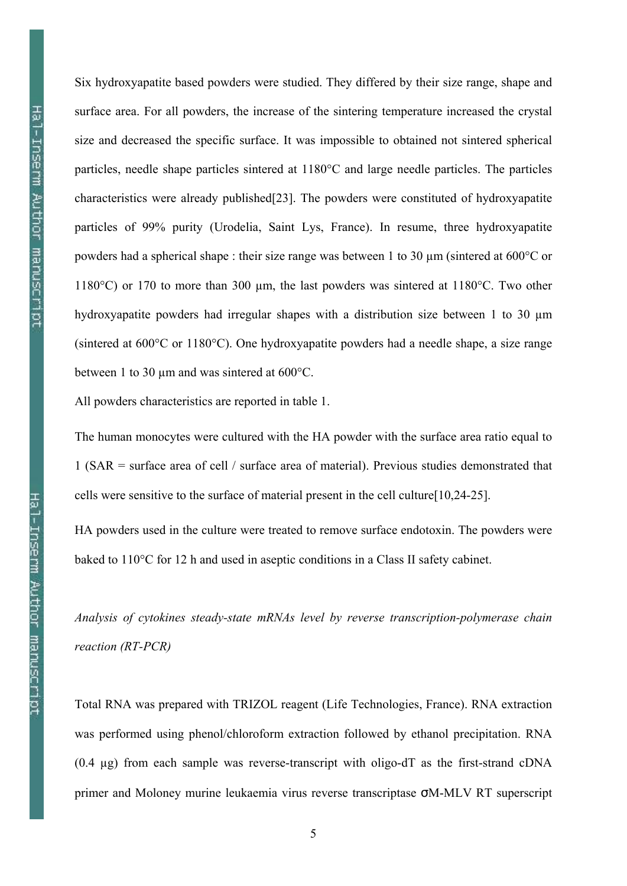Six hydroxyapatite based powders were studied. They differed by their size range, shape and surface area. For all powders, the increase of the sintering temperature increased the crystal size and decreased the specific surface. It was impossible to obtained not sintered spherical particles, needle shape particles sintered at 1180°C and large needle particles. The particles characteristics were already published[23]. The powders were constituted of hydroxyapatite particles of 99% purity (Urodelia, Saint Lys, France). In resume, three hydroxyapatite powders had a spherical shape : their size range was between 1 to 30 µm (sintered at 600°C or 1180°C) or 170 to more than 300 µm, the last powders was sintered at 1180°C. Two other hydroxyapatite powders had irregular shapes with a distribution size between 1 to 30 µm (sintered at 600°C or 1180°C). One hydroxyapatite powders had a needle shape, a size range between 1 to 30 µm and was sintered at 600°C.

All powders characteristics are reported in table 1.

The human monocytes were cultured with the HA powder with the surface area ratio equal to 1 (SAR = surface area of cell / surface area of material). Previous studies demonstrated that cells were sensitive to the surface of material present in the cell culture[10,24-25].

HA powders used in the culture were treated to remove surface endotoxin. The powders were baked to 110°C for 12 h and used in aseptic conditions in a Class II safety cabinet.

*Analysis of cytokines steady-state mRNAs level by reverse transcription-polymerase chain reaction (RT-PCR)*

Total RNA was prepared with TRIZOL reagent (Life Technologies, France). RNA extraction was performed using phenol/chloroform extraction followed by ethanol precipitation. RNA (0.4 µg) from each sample was reverse-transcript with oligo-dT as the first-strand cDNA primer and Moloney murine leukaemia virus reverse transcriptase σM-MLV RT superscript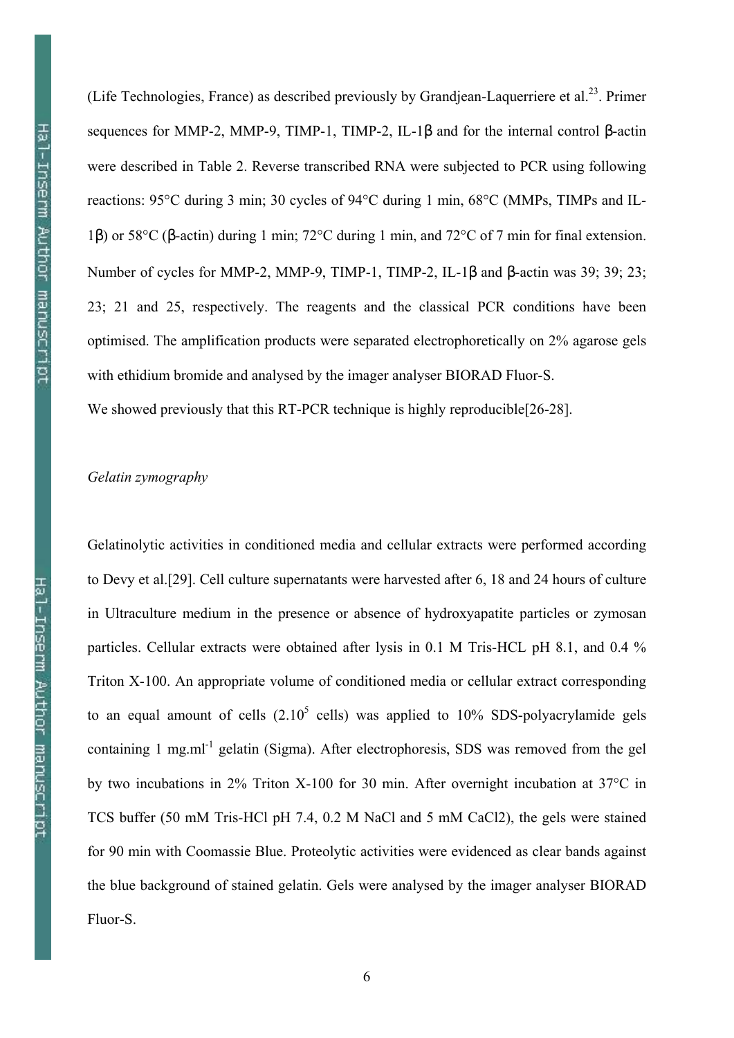(Life Technologies, France) as described previously by Grandjean-Laquerriere et al.[23]. Primer sequences for MMP-2, MMP-9, TIMP-1, TIMP-2, IL-1β and for the internal control β-actin were described in Table 2. Reverse transcribed RNA were subjected to PCR using following reactions: 95°C during 3 min; 30 cycles of 94°C during 1 min, 68°C (MMPs, TIMPs and IL-1β) or 58°C (β-actin) during 1 min; 72°C during 1 min, and 72°C of 7 min for final extension. Number of cycles for MMP-2, MMP-9, TIMP-1, TIMP-2, IL-1β and β-actin was 39; 39; 23; 23; 21 and 25, respectively. The reagents and the classical PCR conditions have been optimised. The amplification products were separated electrophoretically on 2% agarose gels with ethidium bromide and analysed by the imager analyser BIORAD Fluor-S.

We showed previously that this RT-PCR technique is highly reproducible[26-28].

*Gelatin zymography*

Gelatinolytic activities in conditioned media and cellular extracts were performed according to Devy et al.[29]. Cell culture supernatants were harvested after 6, 18 and 24 hours of culture in Ultraculture medium in the presence or absence of hydroxyapatite particles or zymosan particles. Cellular extracts were obtained after lysis in 0.1 M Tris-HCL pH 8.1, and 0.4 % Triton X-100. An appropriate volume of conditioned media or cellular extract corresponding to an equal amount of cells ($2.10^5$ cells) was applied to 10% SDS-polyacrylamide gels containing 1 $mg.ml^{-1}$ gelatin (Sigma). After electrophoresis, SDS was removed from the gel by two incubations in 2% Triton X-100 for 30 min. After overnight incubation at 37°C in TCS buffer (50 mM Tris-HCl pH 7.4, 0.2 M NaCl and 5 mM $CaCl_2$), the gels were stained for 90 min with Coomassie Blue. Proteolytic activities were evidenced as clear bands against the blue background of stained gelatin. Gels were analysed by the imager analyser BIORAD Fluor-S.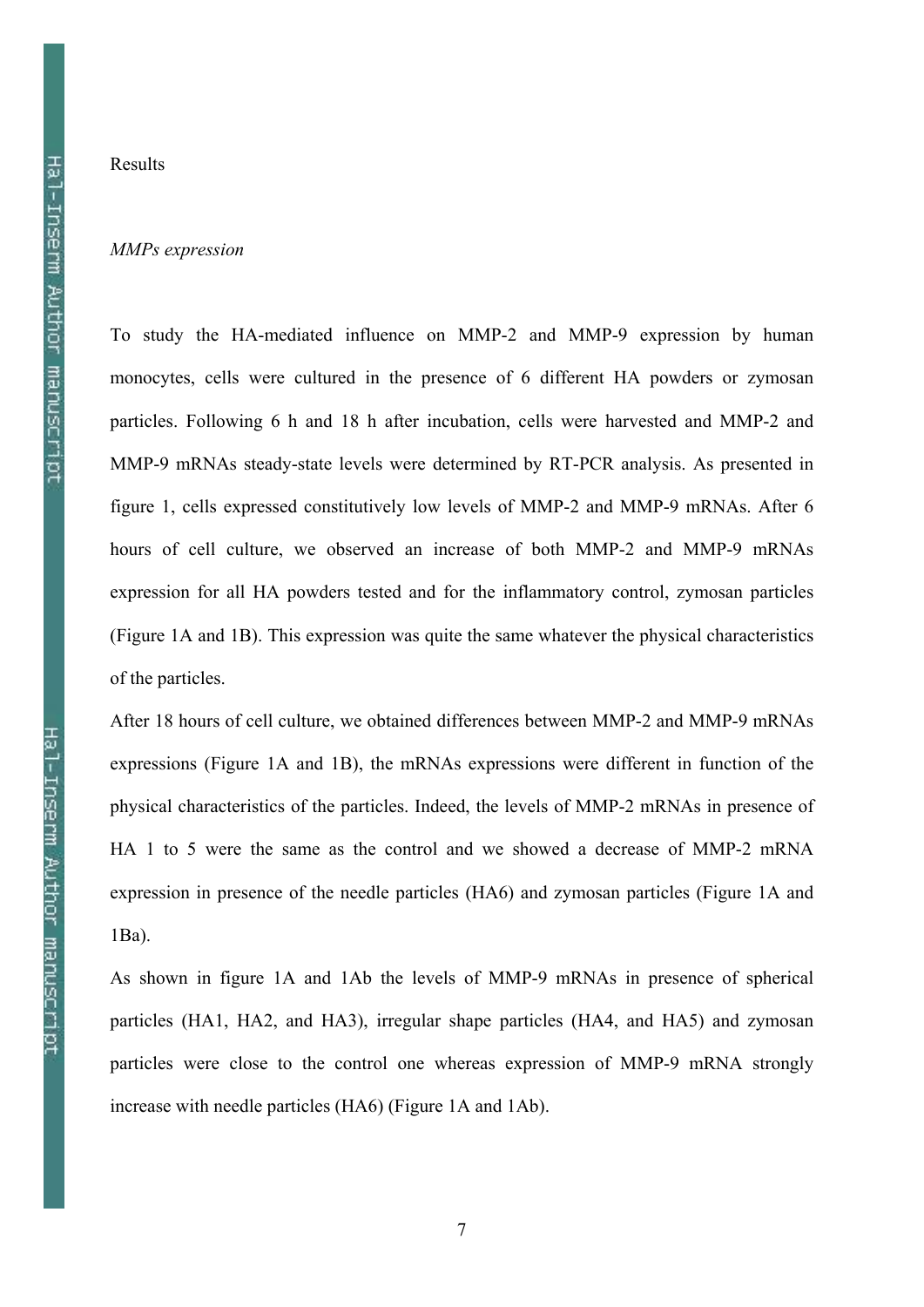# Results

## *MMPs expression*

To study the HA-mediated influence on MMP-2 and MMP-9 expression by human monocytes, cells were cultured in the presence of 6 different HA powders or zymosan particles. Following 6 h and 18 h after incubation, cells were harvested and MMP-2 and MMP-9 mRNAs steady-state levels were determined by RT-PCR analysis. As presented in figure 1, cells expressed constitutively low levels of MMP-2 and MMP-9 mRNAs. After 6 hours of cell culture, we observed an increase of both MMP-2 and MMP-9 mRNAs expression for all HA powders tested and for the inflammatory control, zymosan particles (Figure 1A and 1B). This expression was quite the same whatever the physical characteristics of the particles.

After 18 hours of cell culture, we obtained differences between MMP-2 and MMP-9 mRNAs expressions (Figure 1A and 1B), the mRNAs expressions were different in function of the physical characteristics of the particles. Indeed, the levels of MMP-2 mRNAs in presence of HA 1 to 5 were the same as the control and we showed a decrease of MMP-2 mRNA expression in presence of the needle particles (HA6) and zymosan particles (Figure 1A and 1Ba).

As shown in figure 1A and 1Ab the levels of MMP-9 mRNAs in presence of spherical particles (HA1, HA2, and HA3), irregular shape particles (HA4, and HA5) and zymosan particles were close to the control one whereas expression of MMP-9 mRNA strongly increase with needle particles (HA6) (Figure 1A and 1Ab).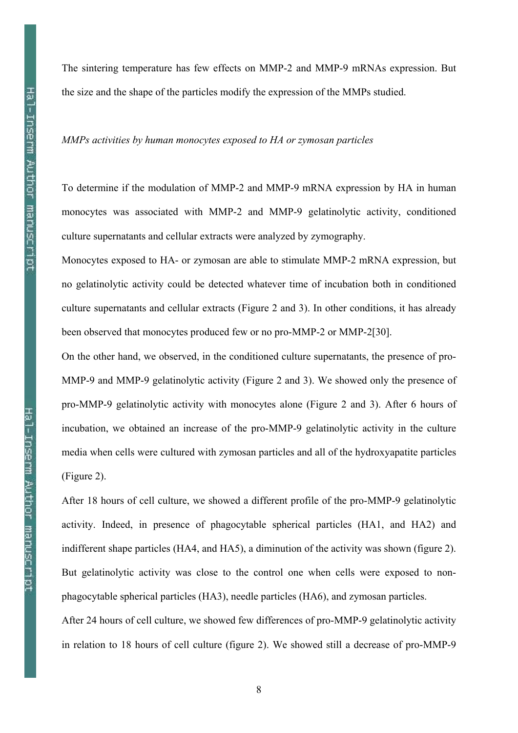The sintering temperature has few effects on MMP-2 and MMP-9 mRNAs expression. But the size and the shape of the particles modify the expression of the MMPs studied.

*MMPs activities by human monocytes exposed to HA or zymosan particles*

To determine if the modulation of MMP-2 and MMP-9 mRNA expression by HA in human monocytes was associated with MMP-2 and MMP-9 gelatinolytic activity, conditioned culture supernatants and cellular extracts were analyzed by zymography.

Monocytes exposed to HA- or zymosan are able to stimulate MMP-2 mRNA expression, but no gelatinolytic activity could be detected whatever time of incubation both in conditioned culture supernatants and cellular extracts (Figure 2 and 3). In other conditions, it has already been observed that monocytes produced few or no pro-MMP-2 or MMP-2[30].

On the other hand, we observed, in the conditioned culture supernatants, the presence of pro-MMP-9 and MMP-9 gelatinolytic activity (Figure 2 and 3). We showed only the presence of pro-MMP-9 gelatinolytic activity with monocytes alone (Figure 2 and 3). After 6 hours of incubation, we obtained an increase of the pro-MMP-9 gelatinolytic activity in the culture media when cells were cultured with zymosan particles and all of the hydroxyapatite particles (Figure 2).

After 18 hours of cell culture, we showed a different profile of the pro-MMP-9 gelatinolytic activity. Indeed, in presence of phagocytable spherical particles (HA1, and HA2) and indifferent shape particles (HA4, and HA5), a diminution of the activity was shown (figure 2). But gelatinolytic activity was close to the control one when cells were exposed to non-phagocytable spherical particles (HA3), needle particles (HA6), and zymosan particles.

After 24 hours of cell culture, we showed few differences of pro-MMP-9 gelatinolytic activity in relation to 18 hours of cell culture (figure 2). We showed still a decrease of pro-MMP-9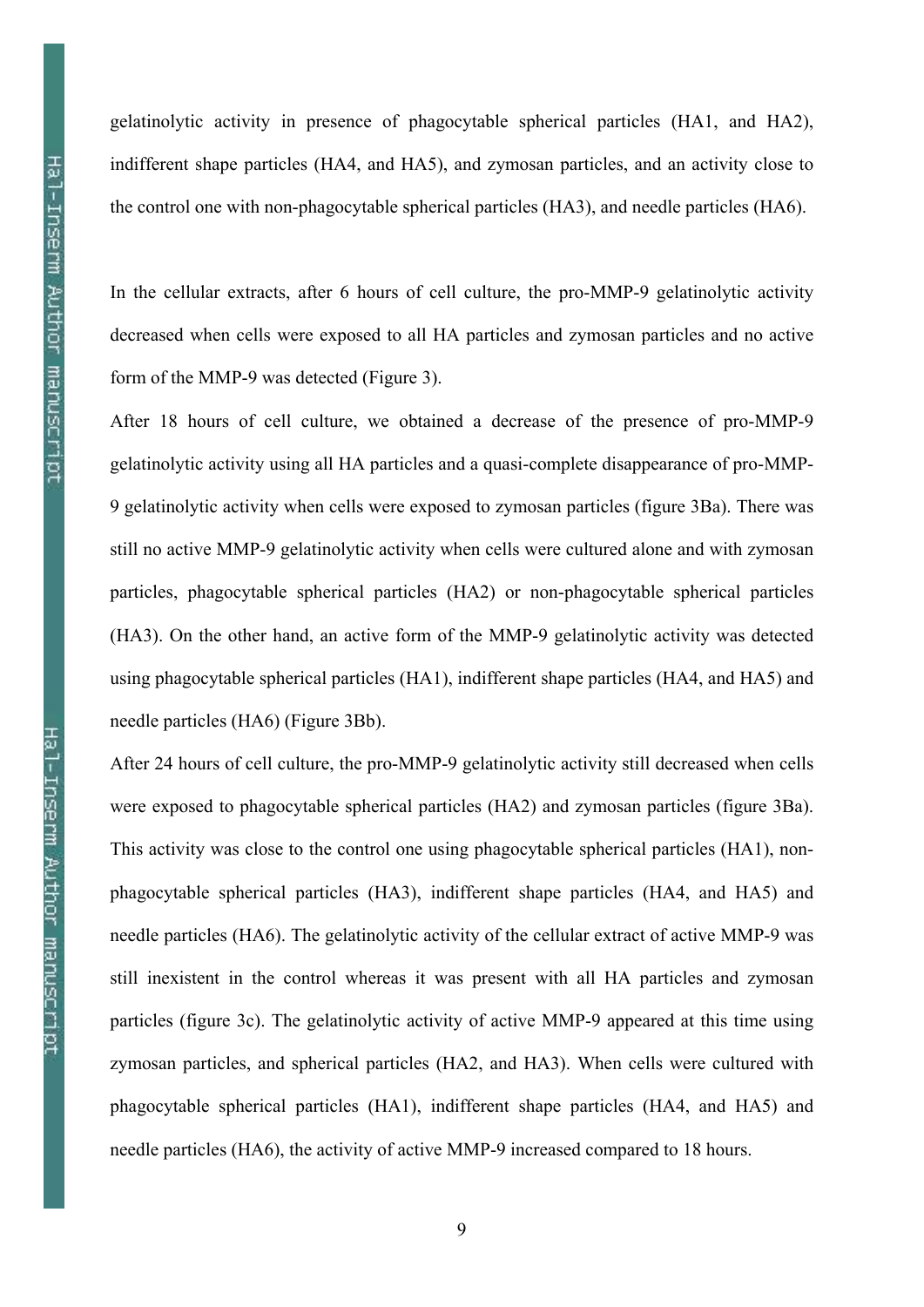gelatinolytic activity in presence of phagocytable spherical particles (HA1, and HA2), indifferent shape particles (HA4, and HA5), and zymosan particles, and an activity close to the control one with non-phagocytable spherical particles (HA3), and needle particles (HA6).

In the cellular extracts, after 6 hours of cell culture, the pro-MMP-9 gelatinolytic activity decreased when cells were exposed to all HA particles and zymosan particles and no active form of the MMP-9 was detected (Figure 3).

After 18 hours of cell culture, we obtained a decrease of the presence of pro-MMP-9 gelatinolytic activity using all HA particles and a quasi-complete disappearance of pro-MMP-9 gelatinolytic activity when cells were exposed to zymosan particles (figure 3Ba). There was still no active MMP-9 gelatinolytic activity when cells were cultured alone and with zymosan particles, phagocytable spherical particles (HA2) or non-phagocytable spherical particles (HA3). On the other hand, an active form of the MMP-9 gelatinolytic activity was detected using phagocytable spherical particles (HA1), indifferent shape particles (HA4, and HA5) and needle particles (HA6) (Figure 3Bb).

After 24 hours of cell culture, the pro-MMP-9 gelatinolytic activity still decreased when cells were exposed to phagocytable spherical particles (HA2) and zymosan particles (figure 3Ba). This activity was close to the control one using phagocytable spherical particles (HA1), non-phagocytable spherical particles (HA3), indifferent shape particles (HA4, and HA5) and needle particles (HA6). The gelatinolytic activity of the cellular extract of active MMP-9 was still inexistent in the control whereas it was present with all HA particles and zymosan particles (figure 3c). The gelatinolytic activity of active MMP-9 appeared at this time using zymosan particles, and spherical particles (HA2, and HA3). When cells were cultured with phagocytable spherical particles (HA1), indifferent shape particles (HA4, and HA5) and needle particles (HA6), the activity of active MMP-9 increased compared to 18 hours.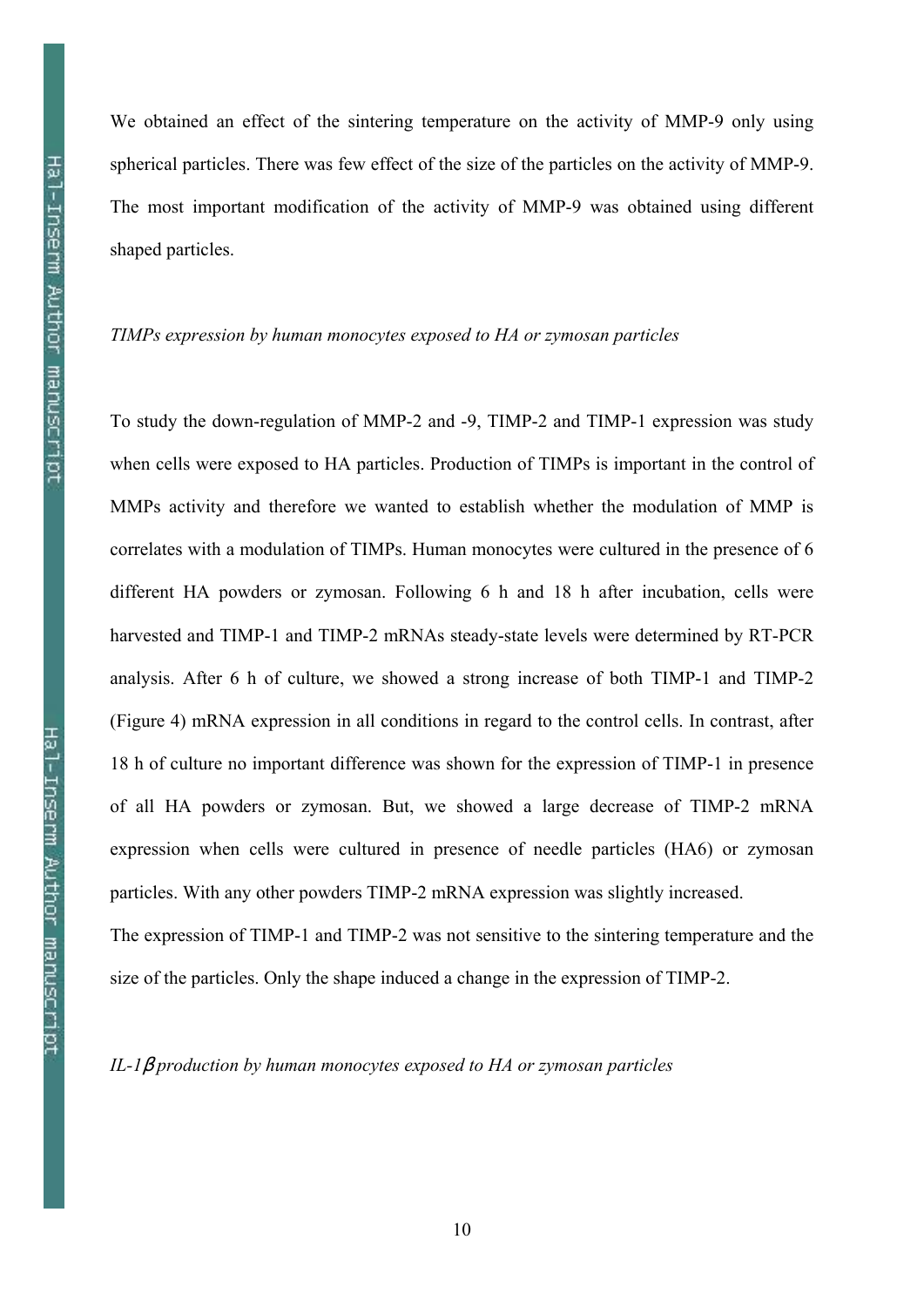We obtained an effect of the sintering temperature on the activity of MMP-9 only using spherical particles. There was few effect of the size of the particles on the activity of MMP-9. The most important modification of the activity of MMP-9 was obtained using different shaped particles.

*TIMPs expression by human monocytes exposed to HA or zymosan particles*

To study the down-regulation of MMP-2 and -9, TIMP-2 and TIMP-1 expression was study when cells were exposed to HA particles. Production of TIMPs is important in the control of MMPs activity and therefore we wanted to establish whether the modulation of MMP is correlates with a modulation of TIMPs. Human monocytes were cultured in the presence of 6 different HA powders or zymosan. Following 6 h and 18 h after incubation, cells were harvested and TIMP-1 and TIMP-2 mRNAs steady-state levels were determined by RT-PCR analysis. After 6 h of culture, we showed a strong increase of both TIMP-1 and TIMP-2 (Figure 4) mRNA expression in all conditions in regard to the control cells. In contrast, after 18 h of culture no important difference was shown for the expression of TIMP-1 in presence of all HA powders or zymosan. But, we showed a large decrease of TIMP-2 mRNA expression when cells were cultured in presence of needle particles (HA6) or zymosan particles. With any other powders TIMP-2 mRNA expression was slightly increased.

The expression of TIMP-1 and TIMP-2 was not sensitive to the sintering temperature and the size of the particles. Only the shape induced a change in the expression of TIMP-2.

*IL-1β production by human monocytes exposed to HA or zymosan particles*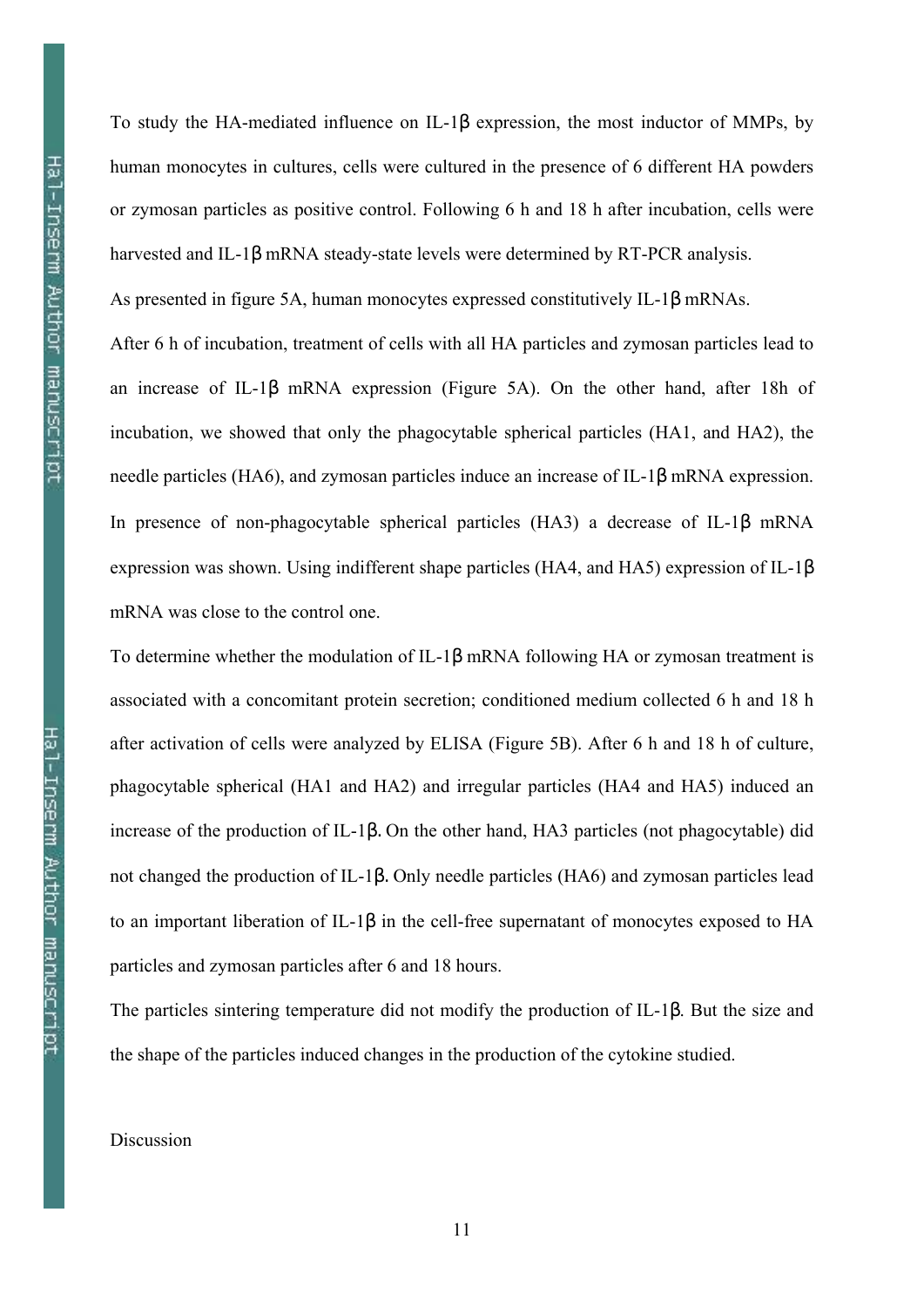To study the HA-mediated influence on IL-1β expression, the most inductor of MMPs, by human monocytes in cultures, cells were cultured in the presence of 6 different HA powders or zymosan particles as positive control. Following 6 h and 18 h after incubation, cells were harvested and IL-1β mRNA steady-state levels were determined by RT-PCR analysis.

As presented in figure 5A, human monocytes expressed constitutively IL-1β mRNAs.

After 6 h of incubation, treatment of cells with all HA particles and zymosan particles lead to an increase of IL-1β mRNA expression (Figure 5A). On the other hand, after 18h of incubation, we showed that only the phagocytable spherical particles (HA1, and HA2), the needle particles (HA6), and zymosan particles induce an increase of IL-1β mRNA expression. In presence of non-phagocytable spherical particles (HA3) a decrease of IL-1β mRNA expression was shown. Using indifferent shape particles (HA4, and HA5) expression of IL-1β mRNA was close to the control one.

To determine whether the modulation of IL-1β mRNA following HA or zymosan treatment is associated with a concomitant protein secretion; conditioned medium collected 6 h and 18 h after activation of cells were analyzed by ELISA (Figure 5B). After 6 h and 18 h of culture, phagocytable spherical (HA1 and HA2) and irregular particles (HA4 and HA5) induced an increase of the production of IL-1β. On the other hand, HA3 particles (not phagocytable) did not changed the production of IL-1β. Only needle particles (HA6) and zymosan particles lead to an important liberation of IL-1β in the cell-free supernatant of monocytes exposed to HA particles and zymosan particles after 6 and 18 hours.

The particles sintering temperature did not modify the production of IL-1β. But the size and the shape of the particles induced changes in the production of the cytokine studied.

## Discussion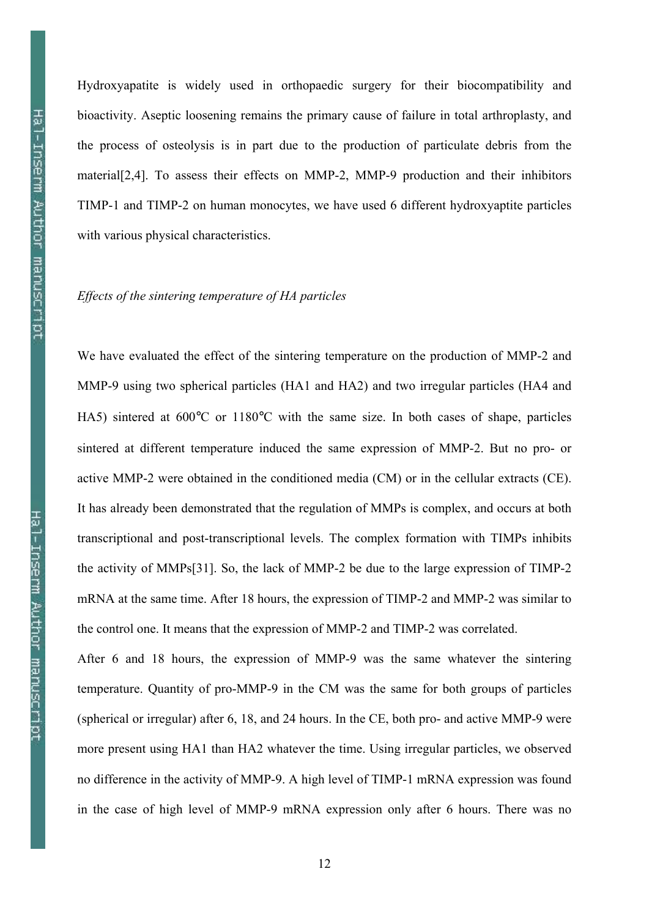Hydroxyapatite is widely used in orthopaedic surgery for their biocompatibility and bioactivity. Aseptic loosening remains the primary cause of failure in total arthroplasty, and the process of osteolysis is in part due to the production of particulate debris from the material[2,4]. To assess their effects on MMP-2, MMP-9 production and their inhibitors TIMP-1 and TIMP-2 on human monocytes, we have used 6 different hydroxyaptite particles with various physical characteristics.

*Effects of the sintering temperature of HA particles*

We have evaluated the effect of the sintering temperature on the production of MMP-2 and MMP-9 using two spherical particles (HA1 and HA2) and two irregular particles (HA4 and HA5) sintered at 600°C or 1180°C with the same size. In both cases of shape, particles sintered at different temperature induced the same expression of MMP-2. But no pro- or active MMP-2 were obtained in the conditioned media (CM) or in the cellular extracts (CE). It has already been demonstrated that the regulation of MMPs is complex, and occurs at both transcriptional and post-transcriptional levels. The complex formation with TIMPs inhibits the activity of MMPs[31]. So, the lack of MMP-2 be due to the large expression of TIMP-2 mRNA at the same time. After 18 hours, the expression of TIMP-2 and MMP-2 was similar to the control one. It means that the expression of MMP-2 and TIMP-2 was correlated.

After 6 and 18 hours, the expression of MMP-9 was the same whatever the sintering temperature. Quantity of pro-MMP-9 in the CM was the same for both groups of particles (spherical or irregular) after 6, 18, and 24 hours. In the CE, both pro- and active MMP-9 were more present using HA1 than HA2 whatever the time. Using irregular particles, we observed no difference in the activity of MMP-9. A high level of TIMP-1 mRNA expression was found in the case of high level of MMP-9 mRNA expression only after 6 hours. There was no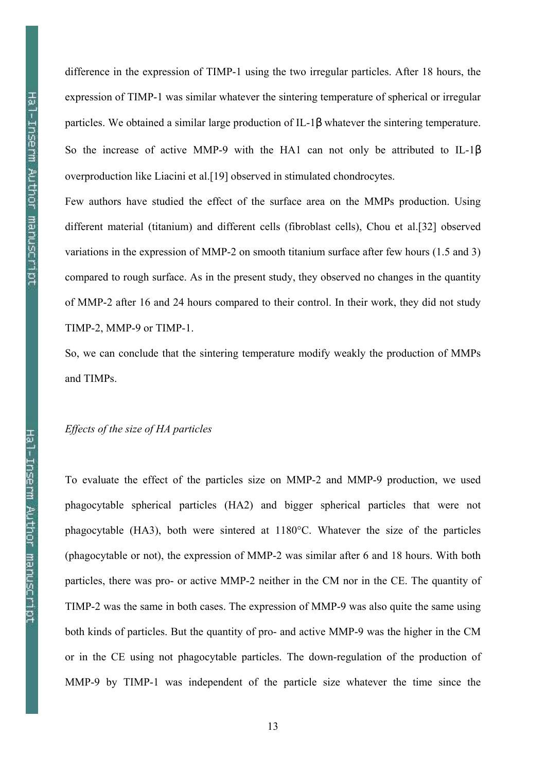difference in the expression of TIMP-1 using the two irregular particles. After 18 hours, the expression of TIMP-1 was similar whatever the sintering temperature of spherical or irregular particles. We obtained a similar large production of IL-1β whatever the sintering temperature. So the increase of active MMP-9 with the HA1 can not only be attributed to IL-1β overproduction like Liacini et al.[19] observed in stimulated chondrocytes.

Few authors have studied the effect of the surface area on the MMPs production. Using different material (titanium) and different cells (fibroblast cells), Chou et al.[32] observed variations in the expression of MMP-2 on smooth titanium surface after few hours (1.5 and 3) compared to rough surface. As in the present study, they observed no changes in the quantity of MMP-2 after 16 and 24 hours compared to their control. In their work, they did not study TIMP-2, MMP-9 or TIMP-1.

So, we can conclude that the sintering temperature modify weakly the production of MMPs and TIMPs.

*Effects of the size of HA particles*

To evaluate the effect of the particles size on MMP-2 and MMP-9 production, we used phagocytable spherical particles (HA2) and bigger spherical particles that were not phagocytable (HA3), both were sintered at 1180°C. Whatever the size of the particles (phagocytable or not), the expression of MMP-2 was similar after 6 and 18 hours. With both particles, there was pro- or active MMP-2 neither in the CM nor in the CE. The quantity of TIMP-2 was the same in both cases. The expression of MMP-9 was also quite the same using both kinds of particles. But the quantity of pro- and active MMP-9 was the higher in the CM or in the CE using not phagocytable particles. The down-regulation of the production of MMP-9 by TIMP-1 was independent of the particle size whatever the time since the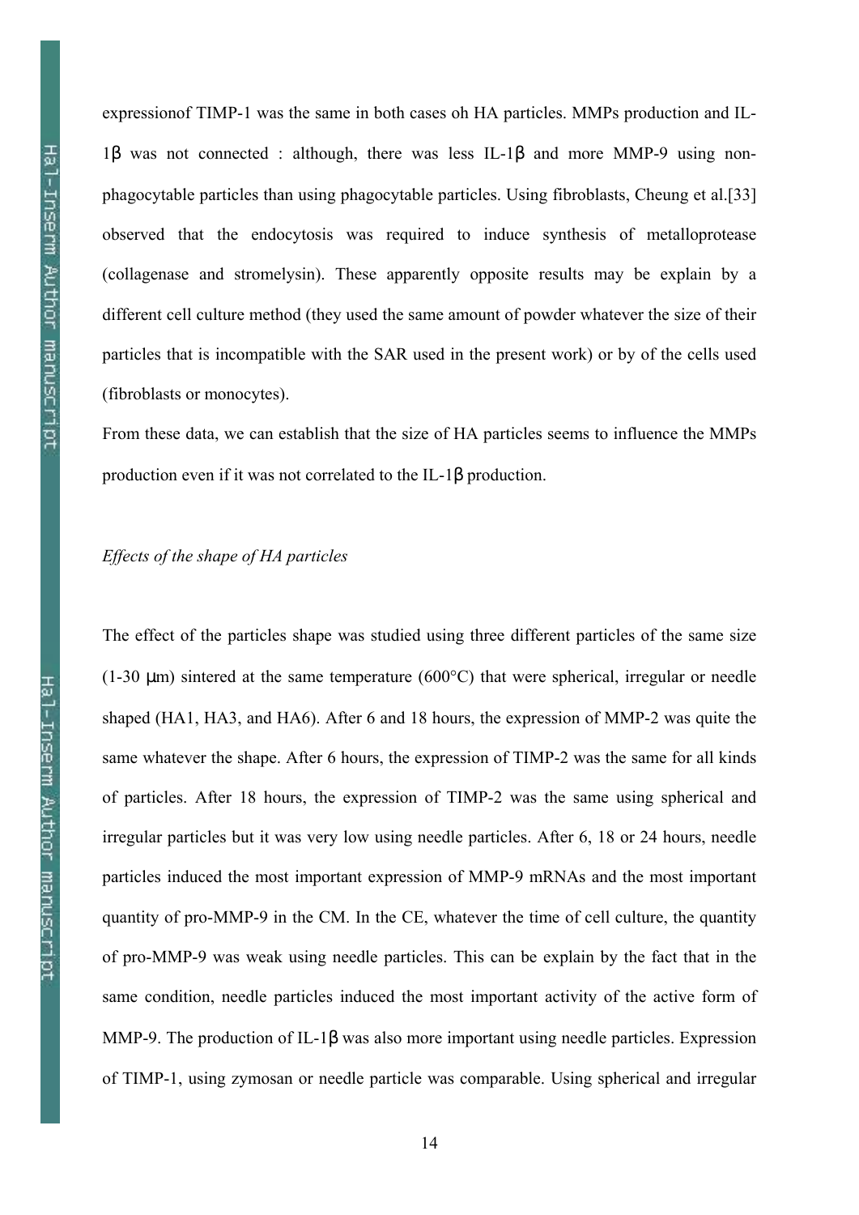expressionof TIMP-1 was the same in both cases oh HA particles. MMPs production and IL-1β was not connected : although, there was less IL-1β and more MMP-9 using non-phagocytable particles than using phagocytable particles. Using fibroblasts, Cheung et al.[33] observed that the endocytosis was required to induce synthesis of metalloprotease (collagenase and stromelysin). These apparently opposite results may be explain by a different cell culture method (they used the same amount of powder whatever the size of their particles that is incompatible with the SAR used in the present work) or by of the cells used (fibroblasts or monocytes).

From these data, we can establish that the size of HA particles seems to influence the MMPs production even if it was not correlated to the IL-1β production.

*Effects of the shape of HA particles*

The effect of the particles shape was studied using three different particles of the same size (1-30 μm) sintered at the same temperature (600°C) that were spherical, irregular or needle shaped (HA1, HA3, and HA6). After 6 and 18 hours, the expression of MMP-2 was quite the same whatever the shape. After 6 hours, the expression of TIMP-2 was the same for all kinds of particles. After 18 hours, the expression of TIMP-2 was the same using spherical and irregular particles but it was very low using needle particles. After 6, 18 or 24 hours, needle particles induced the most important expression of MMP-9 mRNAs and the most important quantity of pro-MMP-9 in the CM. In the CE, whatever the time of cell culture, the quantity of pro-MMP-9 was weak using needle particles. This can be explain by the fact that in the same condition, needle particles induced the most important activity of the active form of MMP-9. The production of IL-1β was also more important using needle particles. Expression of TIMP-1, using zymosan or needle particle was comparable. Using spherical and irregular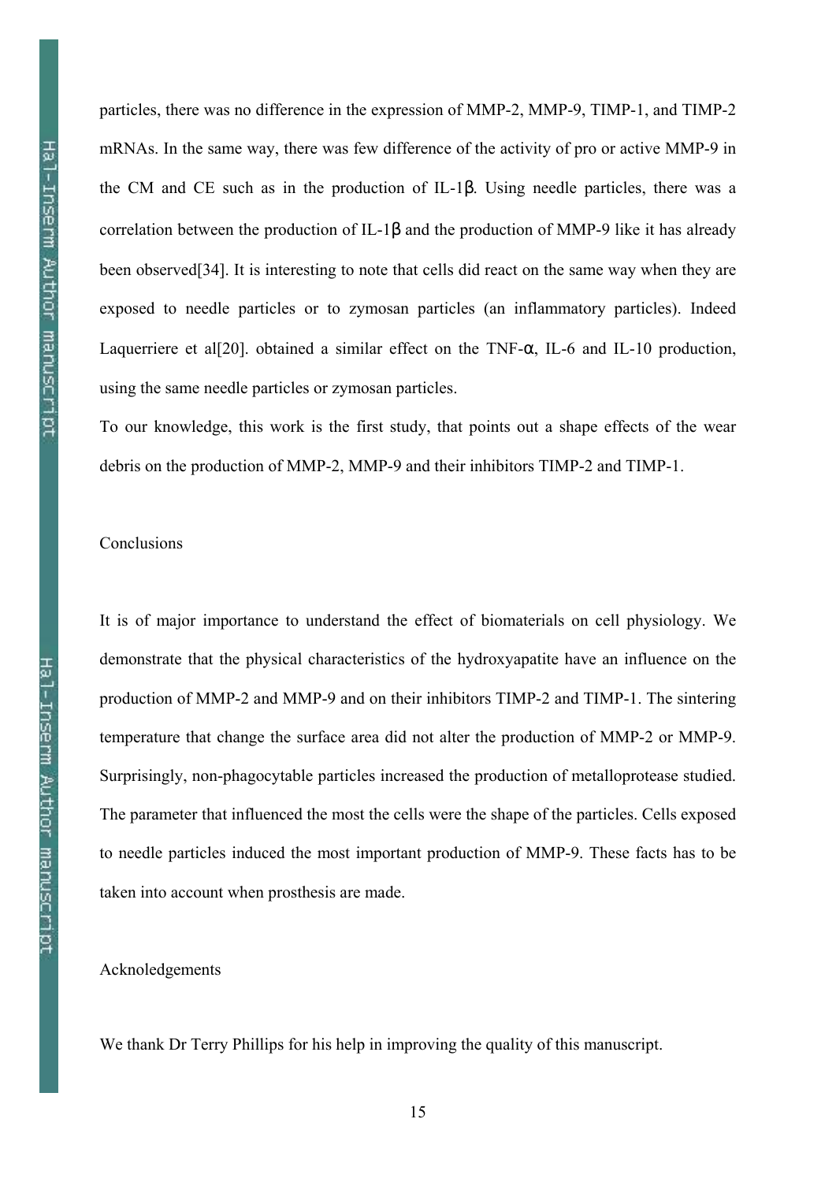particles, there was no difference in the expression of MMP-2, MMP-9, TIMP-1, and TIMP-2 mRNAs. In the same way, there was few difference of the activity of pro or active MMP-9 in the CM and CE such as in the production of IL-1β. Using needle particles, there was a correlation between the production of IL-1β and the production of MMP-9 like it has already been observed[34]. It is interesting to note that cells did react on the same way when they are exposed to needle particles or to zymosan particles (an inflammatory particles). Indeed Laquerriere et al[20]. obtained a similar effect on the TNF-α, IL-6 and IL-10 production, using the same needle particles or zymosan particles.

To our knowledge, this work is the first study, that points out a shape effects of the wear debris on the production of MMP-2, MMP-9 and their inhibitors TIMP-2 and TIMP-1.

## Conclusions

It is of major importance to understand the effect of biomaterials on cell physiology. We demonstrate that the physical characteristics of the hydroxyapatite have an influence on the production of MMP-2 and MMP-9 and on their inhibitors TIMP-2 and TIMP-1. The sintering temperature that change the surface area did not alter the production of MMP-2 or MMP-9. Surprisingly, non-phagocytable particles increased the production of metalloprotease studied. The parameter that influenced the most the cells were the shape of the particles. Cells exposed to needle particles induced the most important production of MMP-9. These facts has to be taken into account when prosthesis are made.

## Acknoledgements

We thank Dr Terry Phillips for his help in improving the quality of this manuscript.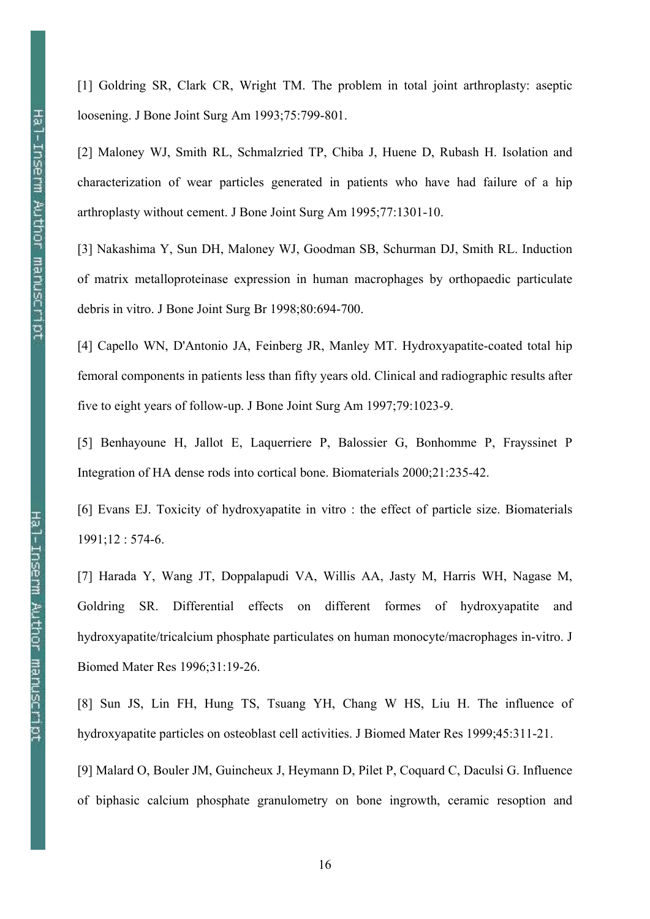[1] Goldring SR, Clark CR, Wright TM. The problem in total joint arthroplasty: aseptic loosening. J Bone Joint Surg Am 1993;75:799-801.

[2] Maloney WJ, Smith RL, Schmalzried TP, Chiba J, Huene D, Rubash H. Isolation and characterization of wear particles generated in patients who have had failure of a hip arthroplasty without cement. J Bone Joint Surg Am 1995;77:1301-10.

[3] Nakashima Y, Sun DH, Maloney WJ, Goodman SB, Schurman DJ, Smith RL. Induction of matrix metalloproteinase expression in human macrophages by orthopaedic particulate debris in vitro. J Bone Joint Surg Br 1998;80:694-700.

[4] Capello WN, D'Antonio JA, Feinberg JR, Manley MT. Hydroxyapatite-coated total hip femoral components in patients less than fifty years old. Clinical and radiographic results after five to eight years of follow-up. J Bone Joint Surg Am 1997;79:1023-9.

[5] Benhayoune H, Jallot E, Laquerriere P, Balossier G, Bonhomme P, Frayssinet P Integration of HA dense rods into cortical bone. Biomaterials 2000;21:235-42.

[6] Evans EJ. Toxicity of hydroxyapatite in vitro : the effect of particle size. Biomaterials 1991;12 : 574-6.

[7] Harada Y, Wang JT, Doppalapudi VA, Willis AA, Jasty M, Harris WH, Nagase M, Goldring SR. Differential effects on different formes of hydroxyapatite and hydroxyapatite/tricalcium phosphate particulates on human monocyte/macrophages in-vitro. J Biomed Mater Res 1996;31:19-26.

[8] Sun JS, Lin FH, Hung TS, Tsuang YH, Chang W HS, Liu H. The influence of hydroxyapatite particles on osteoblast cell activities. J Biomed Mater Res 1999;45:311-21.

[9] Malard O, Bouler JM, Guincheux J, Heymann D, Pilet P, Coquard C, Daculsi G. Influence of biphasic calcium phosphate granulometry on bone ingrowth, ceramic resoption and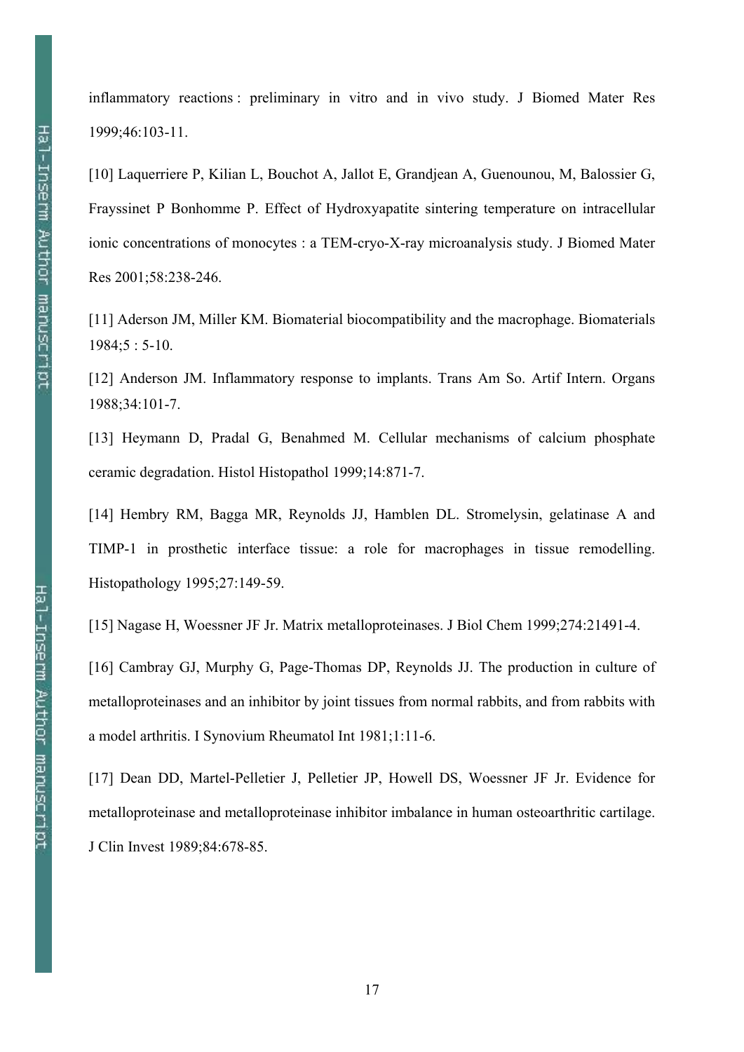inflammatory reactions : preliminary in vitro and in vivo study. J Biomed Mater Res 1999;46:103-11.

[10] Laquerriere P, Kilian L, Bouchot A, Jallot E, Grandjean A, Guenounou, M, Balossier G, Frayssinet P Bonhomme P. Effect of Hydroxyapatite sintering temperature on intracellular ionic concentrations of monocytes : a TEM-cryo-X-ray microanalysis study. J Biomed Mater Res 2001;58:238-246.

[11] Aderson JM, Miller KM. Biomaterial biocompatibility and the macrophage. Biomaterials 1984;5 : 5-10.

[12] Anderson JM. Inflammatory response to implants. Trans Am So. Artif Intern. Organs 1988;34:101-7.

[13] Heymann D, Pradal G, Benahmed M. Cellular mechanisms of calcium phosphate ceramic degradation. Histol Histopathol 1999;14:871-7.

[14] Hembry RM, Bagga MR, Reynolds JJ, Hamblen DL. Stromelysin, gelatinase A and TIMP-1 in prosthetic interface tissue: a role for macrophages in tissue remodelling. Histopathology 1995;27:149-59.

[15] Nagase H, Woessner JF Jr. Matrix metalloproteinases. J Biol Chem 1999;274:21491-4.

[16] Cambray GJ, Murphy G, Page-Thomas DP, Reynolds JJ. The production in culture of metalloproteinases and an inhibitor by joint tissues from normal rabbits, and from rabbits with a model arthritis. I Synovium Rheumatol Int 1981;1:11-6.

[17] Dean DD, Martel-Pelletier J, Pelletier JP, Howell DS, Woessner JF Jr. Evidence for metalloproteinase and metalloproteinase inhibitor imbalance in human osteoarthritic cartilage. J Clin Invest 1989;84:678-85.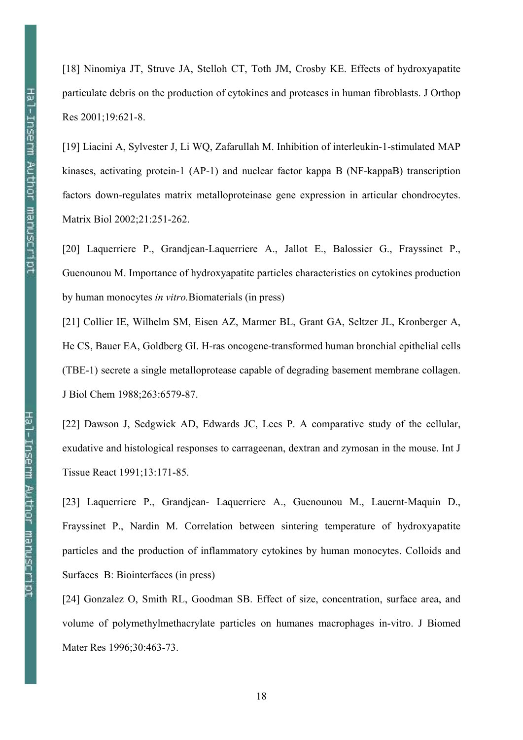[18] Ninomiya JT, Struve JA, Stelloh CT, Toth JM, Crosby KE. Effects of hydroxyapatite particulate debris on the production of cytokines and proteases in human fibroblasts. J Orthop Res 2001;19:621-8.

[19] Liacini A, Sylvester J, Li WQ, Zafarullah M. Inhibition of interleukin-1-stimulated MAP kinases, activating protein-1 (AP-1) and nuclear factor kappa B (NF-kappaB) transcription factors down-regulates matrix metalloproteinase gene expression in articular chondrocytes. Matrix Biol 2002;21:251-262.

[20] Laquerriere P., Grandjean-Laquerriere A., Jallot E., Balossier G., Frayssinet P., Guenounou M. Importance of hydroxyapatite particles characteristics on cytokines production by human monocytes *in vitro.*Biomaterials (in press)

[21] Collier IE, Wilhelm SM, Eisen AZ, Marmer BL, Grant GA, Seltzer JL, Kronberger A, He CS, Bauer EA, Goldberg GI. H-ras oncogene-transformed human bronchial epithelial cells (TBE-1) secrete a single metalloprotease capable of degrading basement membrane collagen. J Biol Chem 1988;263:6579-87.

[22] Dawson J, Sedgwick AD, Edwards JC, Lees P. A comparative study of the cellular, exudative and histological responses to carrageenan, dextran and zymosan in the mouse. Int J Tissue React 1991;13:171-85.

[23] Laquerriere P., Grandjean- Laquerriere A., Guenounou M., Lauernt-Maquin D., Frayssinet P., Nardin M. Correlation between sintering temperature of hydroxyapatite particles and the production of inflammatory cytokines by human monocytes. Colloids and Surfaces B: Biointerfaces (in press)

[24] Gonzalez O, Smith RL, Goodman SB. Effect of size, concentration, surface area, and volume of polymethylmethacrylate particles on humanes macrophages in-vitro. J Biomed Mater Res 1996;30:463-73.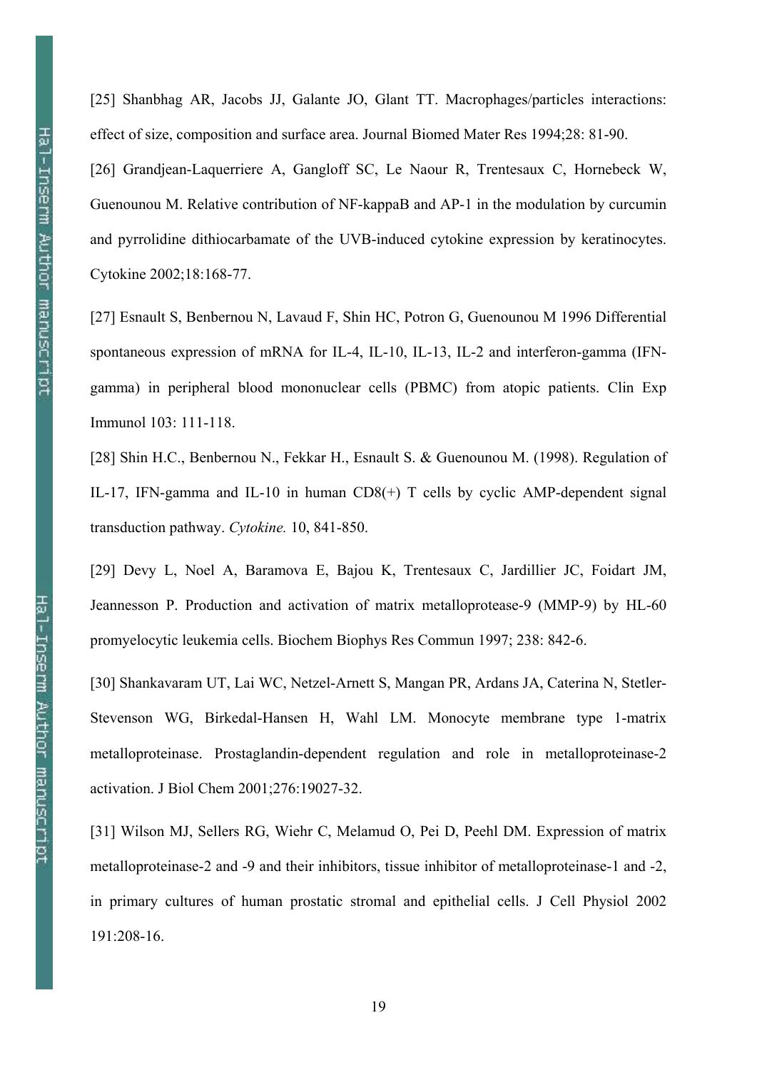[25] Shanbhag AR, Jacobs JJ, Galante JO, Glant TT. Macrophages/particles interactions: effect of size, composition and surface area. Journal Biomed Mater Res 1994;28: 81-90.

[26] Grandjean-Laquerriere A, Gangloff SC, Le Naour R, Trentesaux C, Hornebeck W, Guenounou M. Relative contribution of NF-kappaB and AP-1 in the modulation by curcumin and pyrrolidine dithiocarbamate of the UVB-induced cytokine expression by keratinocytes. Cytokine 2002;18:168-77.

[27] Esnault S, Benbernou N, Lavaud F, Shin HC, Potron G, Guenounou M 1996 Differential spontaneous expression of mRNA for IL-4, IL-10, IL-13, IL-2 and interferon-gamma (IFN-gamma) in peripheral blood mononuclear cells (PBMC) from atopic patients. Clin Exp Immunol 103: 111-118.

[28] Shin H.C., Benbernou N., Fekkar H., Esnault S. & Guenounou M. (1998). Regulation of IL-17, IFN-gamma and IL-10 in human CD8(+) T cells by cyclic AMP-dependent signal transduction pathway. *Cytokine.* 10, 841-850.

[29] Devy L, Noel A, Baramova E, Bajou K, Trentesaux C, Jardillier JC, Foidart JM, Jeannesson P. Production and activation of matrix metalloprotease-9 (MMP-9) by HL-60 promyelocytic leukemia cells. Biochem Biophys Res Commun 1997; 238: 842-6.

[30] Shankavaram UT, Lai WC, Netzel-Arnett S, Mangan PR, Ardans JA, Caterina N, Stetler-Stevenson WG, Birkedal-Hansen H, Wahl LM. Monocyte membrane type 1-matrix metalloproteinase. Prostaglandin-dependent regulation and role in metalloproteinase-2 activation. J Biol Chem 2001;276:19027-32.

[31] Wilson MJ, Sellers RG, Wiehr C, Melamud O, Pei D, Peehl DM. Expression of matrix metalloproteinase-2 and -9 and their inhibitors, tissue inhibitor of metalloproteinase-1 and -2, in primary cultures of human prostatic stromal and epithelial cells. J Cell Physiol 2002 191:208-16.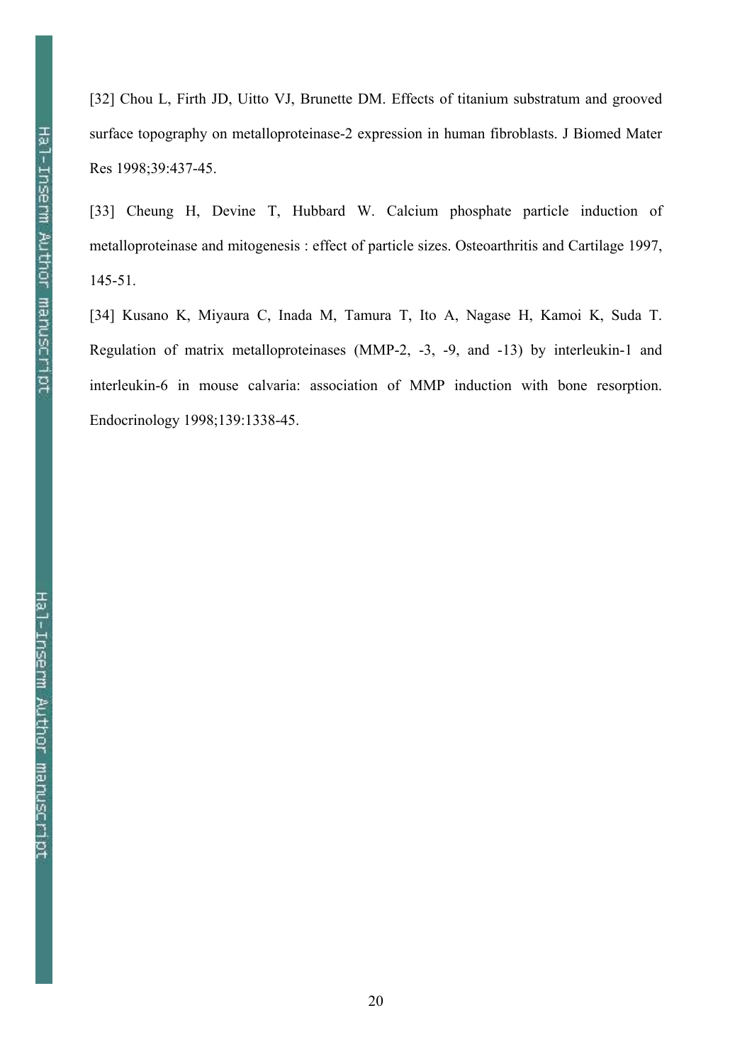[32] Chou L, Firth JD, Uitto VJ, Brunette DM. Effects of titanium substratum and grooved surface topography on metalloproteinase-2 expression in human fibroblasts. J Biomed Mater Res 1998;39:437-45.

[33] Cheung H, Devine T, Hubbard W. Calcium phosphate particle induction of metalloproteinase and mitogenesis : effect of particle sizes. Osteoarthritis and Cartilage 1997, 145-51.

[34] Kusano K, Miyaura C, Inada M, Tamura T, Ito A, Nagase H, Kamoi K, Suda T. Regulation of matrix metalloproteinases (MMP-2, -3, -9, and -13) by interleukin-1 and interleukin-6 in mouse calvaria: association of MMP induction with bone resorption. Endocrinology 1998;139:1338-45.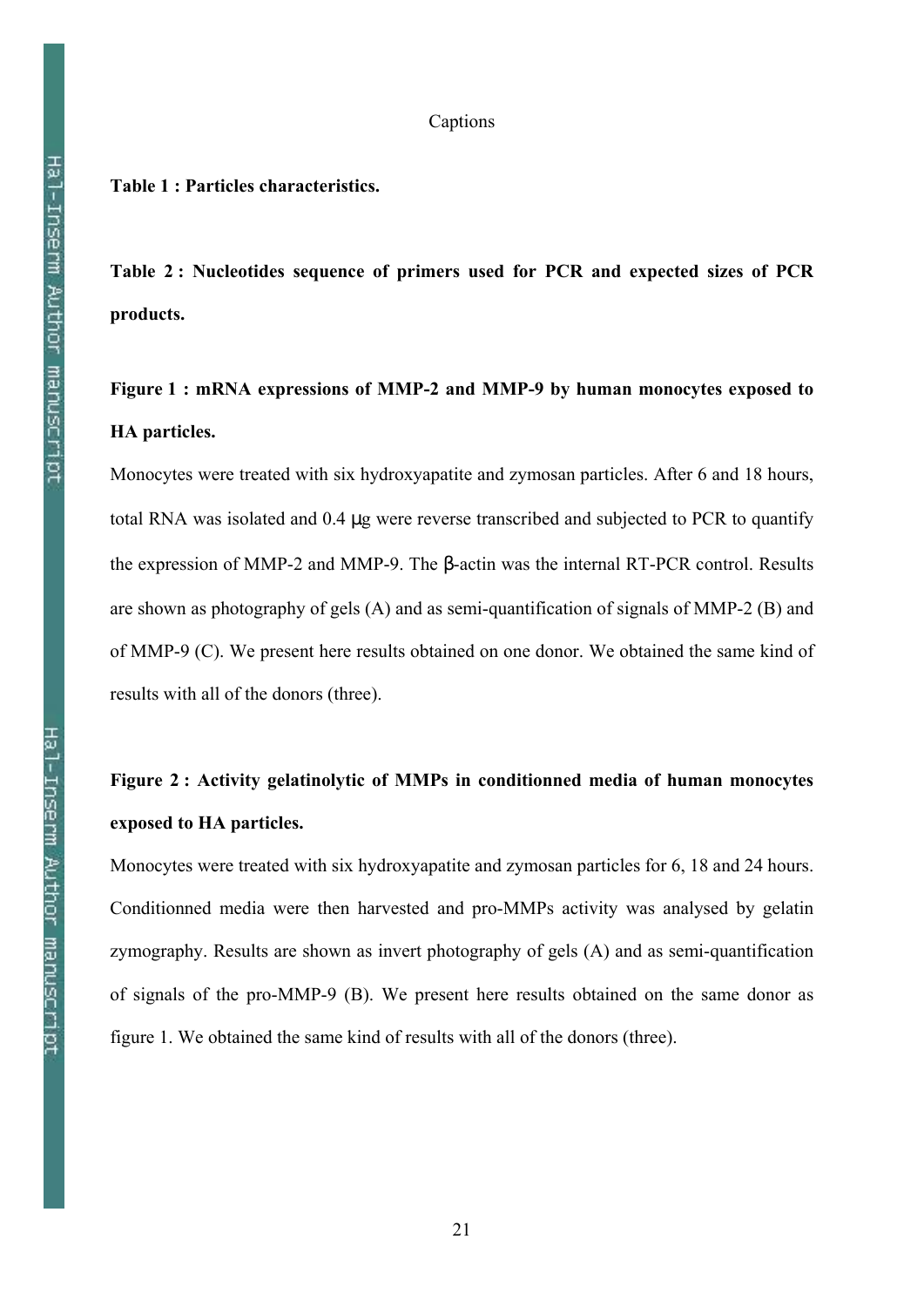Captions

**Table 1 : Particles characteristics.**

**Table 2 : Nucleotides sequence of primers used for PCR and expected sizes of PCR products.**

**Figure 1 : mRNA expressions of MMP-2 and MMP-9 by human monocytes exposed to HA particles.**

Monocytes were treated with six hydroxyapatite and zymosan particles. After 6 and 18 hours, total RNA was isolated and 0.4 μg were reverse transcribed and subjected to PCR to quantify the expression of MMP-2 and MMP-9. The β-actin was the internal RT-PCR control. Results are shown as photography of gels (A) and as semi-quantification of signals of MMP-2 (B) and of MMP-9 (C). We present here results obtained on one donor. We obtained the same kind of results with all of the donors (three).

**Figure 2 : Activity gelatinolytic of MMPs in conditionned media of human monocytes exposed to HA particles.**

Monocytes were treated with six hydroxyapatite and zymosan particles for 6, 18 and 24 hours. Conditionned media were then harvested and pro-MMPs activity was analysed by gelatin zymography. Results are shown as invert photography of gels (A) and as semi-quantification of signals of the pro-MMP-9 (B). We present here results obtained on the same donor as figure 1. We obtained the same kind of results with all of the donors (three).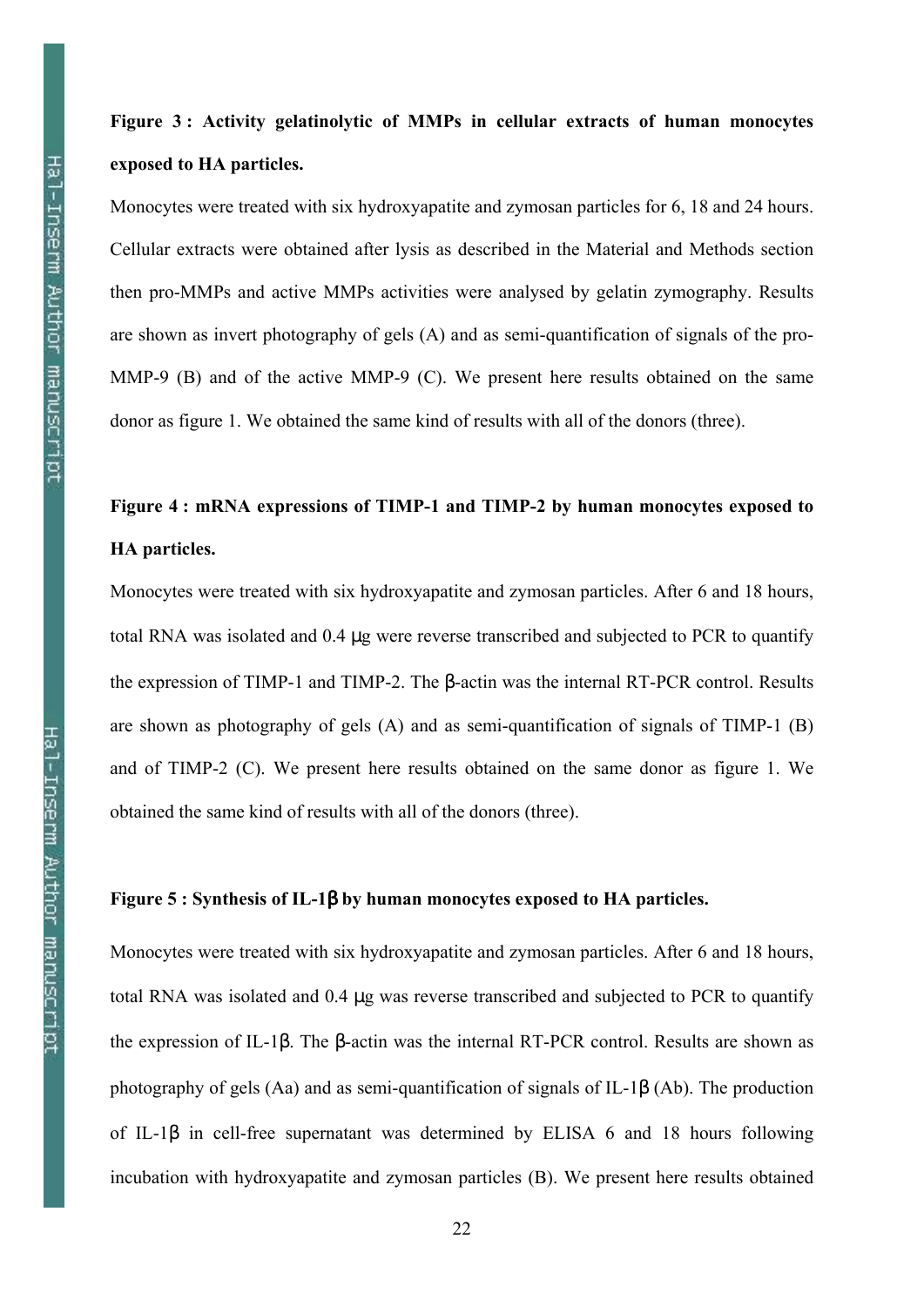**Figure 3 : Activity gelatinolytic of MMPs in cellular extracts of human monocytes exposed to HA particles.**

Monocytes were treated with six hydroxyapatite and zymosan particles for 6, 18 and 24 hours. Cellular extracts were obtained after lysis as described in the Material and Methods section then pro-MMPs and active MMPs activities were analysed by gelatin zymography. Results are shown as invert photography of gels (A) and as semi-quantification of signals of the pro-MMP-9 (B) and of the active MMP-9 (C). We present here results obtained on the same donor as figure 1. We obtained the same kind of results with all of the donors (three).

**Figure 4 : mRNA expressions of TIMP-1 and TIMP-2 by human monocytes exposed to HA particles.**

Monocytes were treated with six hydroxyapatite and zymosan particles. After 6 and 18 hours, total RNA was isolated and 0.4 μg were reverse transcribed and subjected to PCR to quantify the expression of TIMP-1 and TIMP-2. The β-actin was the internal RT-PCR control. Results are shown as photography of gels (A) and as semi-quantification of signals of TIMP-1 (B) and of TIMP-2 (C). We present here results obtained on the same donor as figure 1. We obtained the same kind of results with all of the donors (three).

**Figure 5 : Synthesis of IL-1β by human monocytes exposed to HA particles.**

Monocytes were treated with six hydroxyapatite and zymosan particles. After 6 and 18 hours, total RNA was isolated and 0.4 μg was reverse transcribed and subjected to PCR to quantify the expression of IL-1β. The β-actin was the internal RT-PCR control. Results are shown as photography of gels (Aa) and as semi-quantification of signals of IL-1β (Ab). The production of IL-1β in cell-free supernatant was determined by ELISA 6 and 18 hours following incubation with hydroxyapatite and zymosan particles (B). We present here results obtained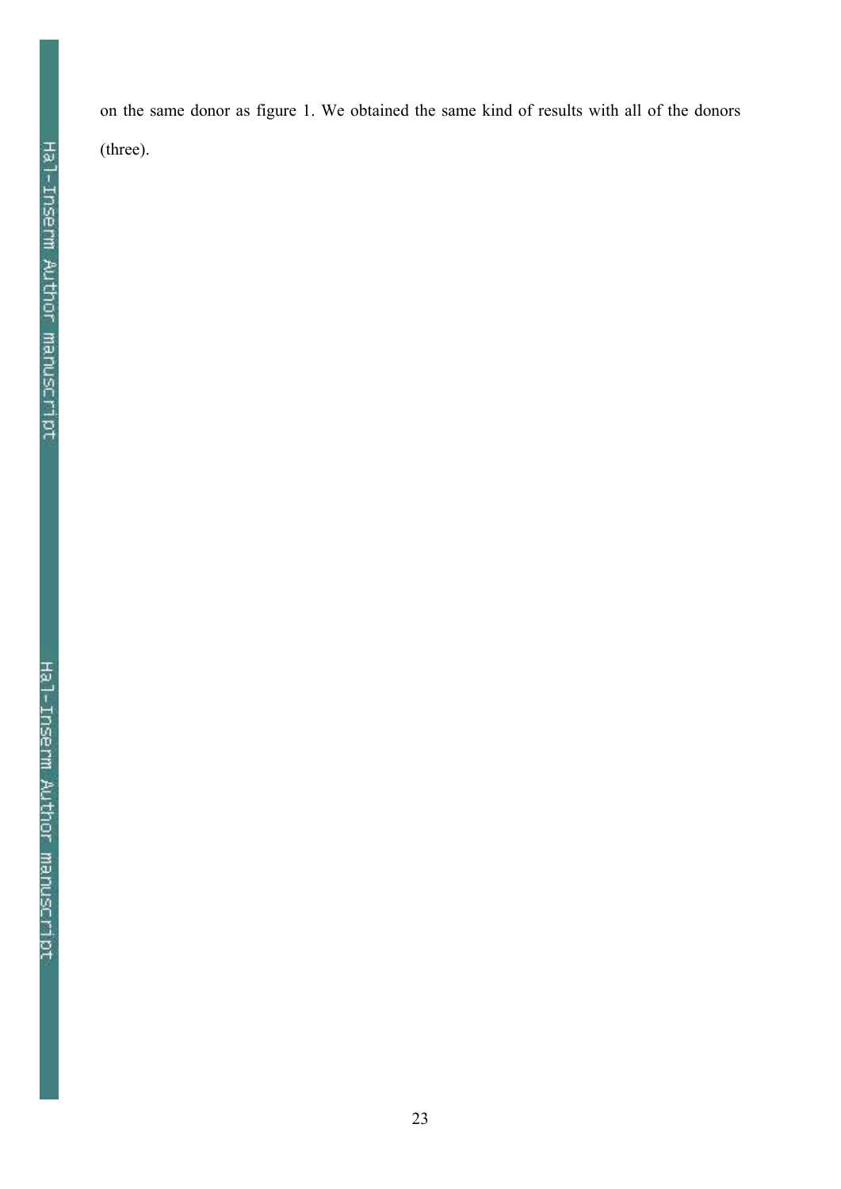on the same donor as figure 1. We obtained the same kind of results with all of the donors (three).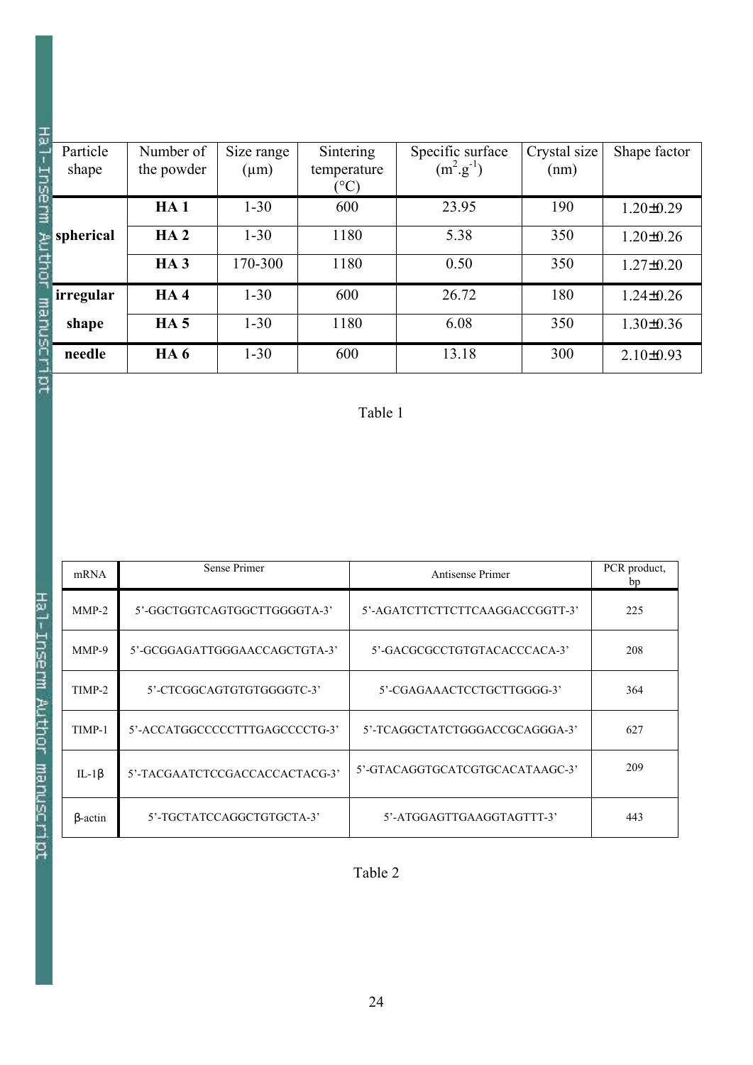| Particle shape | Number of the powder | Size range (µm) | Sintering temperature (°C) | Specific surface ($m^2.g^{-1}$) | Crystal size (nm) | Shape factor |
|---|---|---|---|---|---|---|
| **spherical** | **HA 1** | 1-30 | 600 | 23.95 | 190 | 1.20±0.29 |
| | **HA 2** | 1-30 | 1180 | 5.38 | 350 | 1.20±0.26 |
| | **HA 3** | 170-300 | 1180 | 0.50 | 350 | 1.27±0.20 |
| **irregular shape** | **HA 4** | 1-30 | 600 | 26.72 | 180 | 1.24±0.26 |
| | **HA 5** | 1-30 | 1180 | 6.08 | 350 | 1.30±0.36 |
| **needle** | **HA 6** | 1-30 | 600 | 13.18 | 300 | 2.10±0.93 |

Table 1

| mRNA | Sense Primer | Antisense Primer | PCR product, bp |
|---|---|---|---|
| MMP-2 | 5'-GGCTGGTCAGTGGCTTGGGGTA-3' | 5'-AGATCTTCTTCTTCAAGGACCGGTT-3' | 225 |
| MMP-9 | 5'-GCGGAGATTGGGAACCAGCTGTA-3' | 5'-GACGCGCCTGTGTACACCCACA-3' | 208 |
| TIMP-2 | 5'-CTCGGCAGTGTGTGGGGTC-3' | 5'-CGAGAAACTCCTGCTTGGGG-3' | 364 |
| TIMP-1 | 5'-ACCATGGCCCCCTTTGAGCCCCTG-3' | 5'-TCAGGCTATCTGGGACCGCAGGGA-3' | 627 |
| IL-1β | 5'-TACGAATCTCCGACCACCACTACG-3' | 5'-GTACAGGTGCATCGTGCACATAAGC-3' | 209 |
| β-actin | 5'-TGCTATCCAGGCTGTGCTA-3' | 5'-ATGGAGTTGAAGGTAGTTT-3' | 443 |

Table 2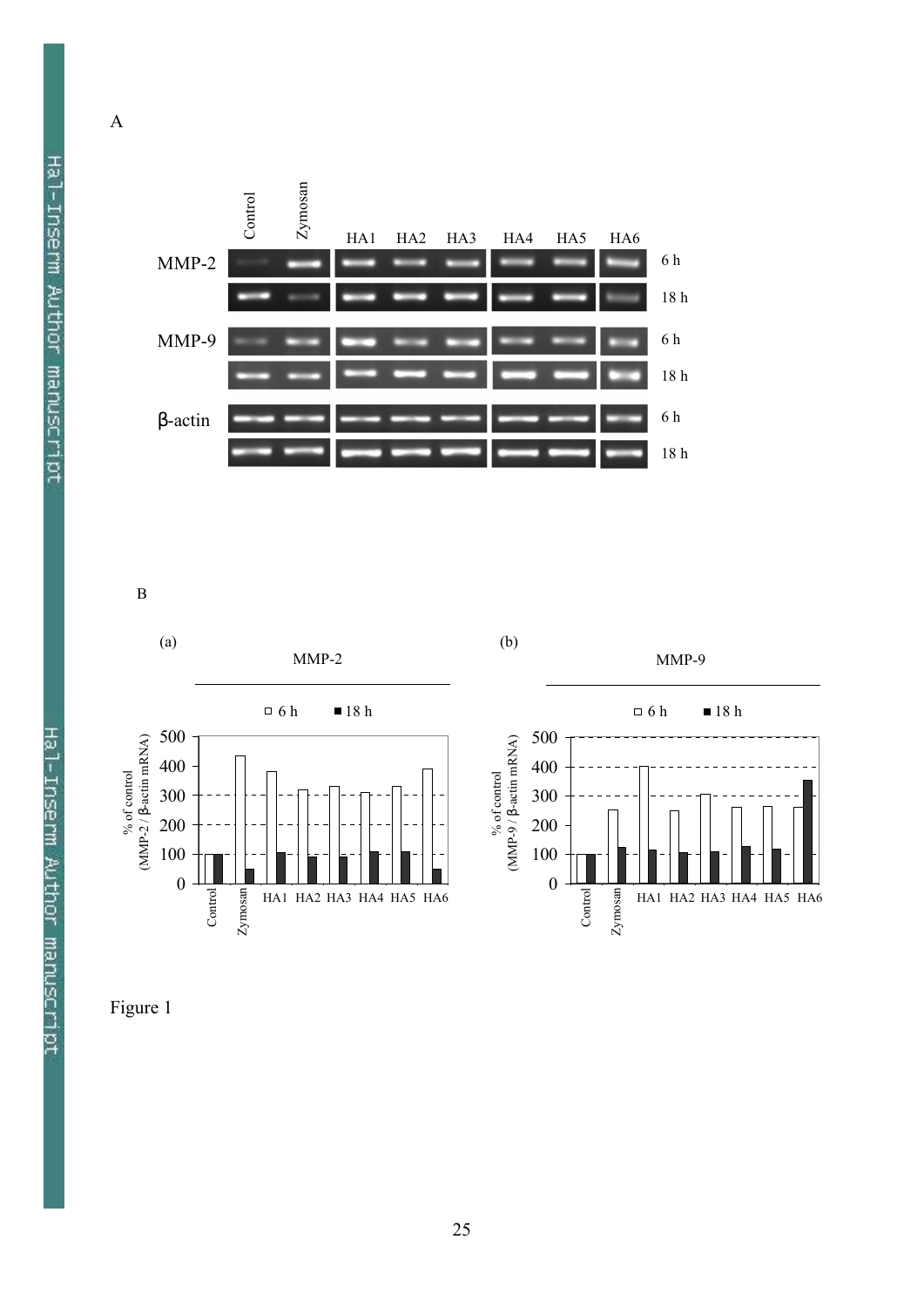A

B

Figure 1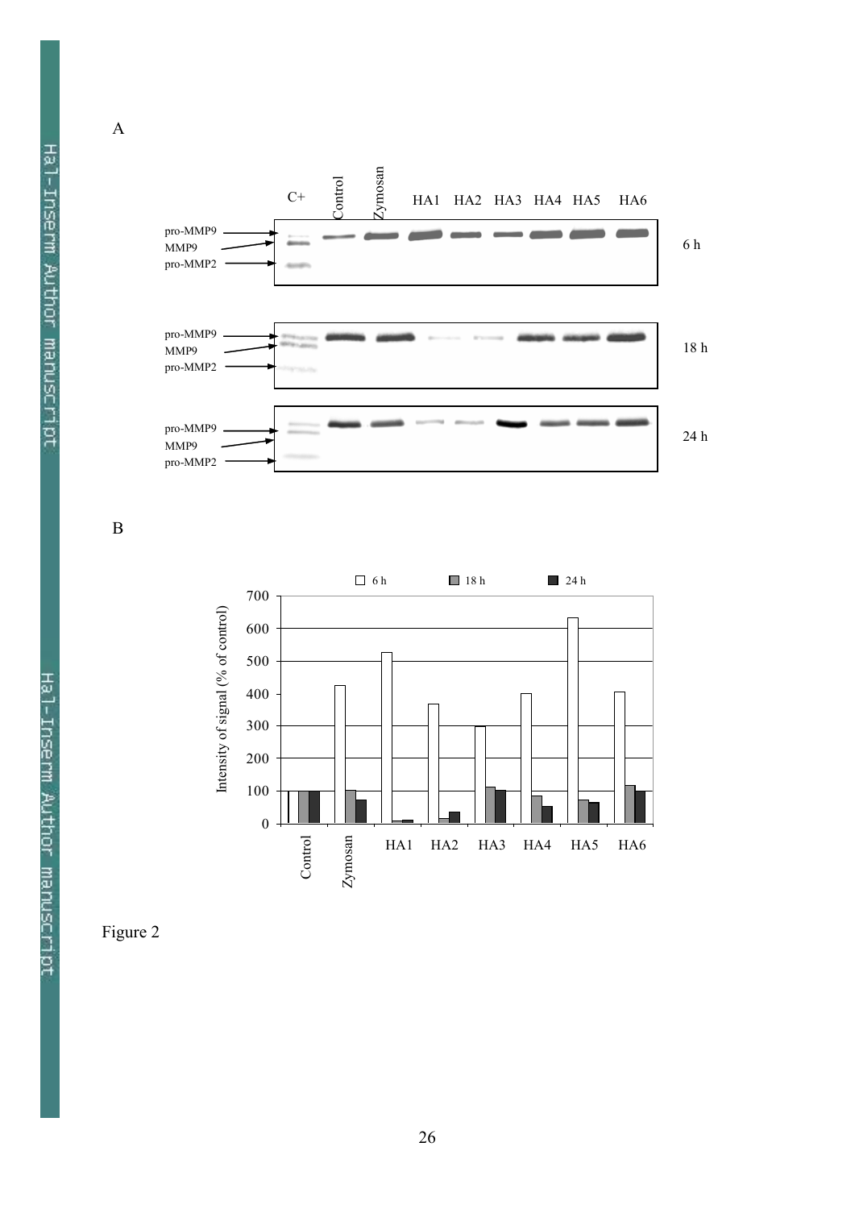A

C+ Control Zymosan HA1 HA2 HA3 HA4 HA5 HA6

pro-MMP9
MMP9
pro-MMP2

6 h

pro-MMP9
MMP9
pro-MMP2

18 h

pro-MMP9
MMP9
pro-MMP2

24 h

B

6 h 18 h 24 h

Intensity of signal (% of control)

700
600
500
400
300
200
100
0

Control Zymosan HA1 HA2 HA3 HA4 HA5 HA6

Figure 2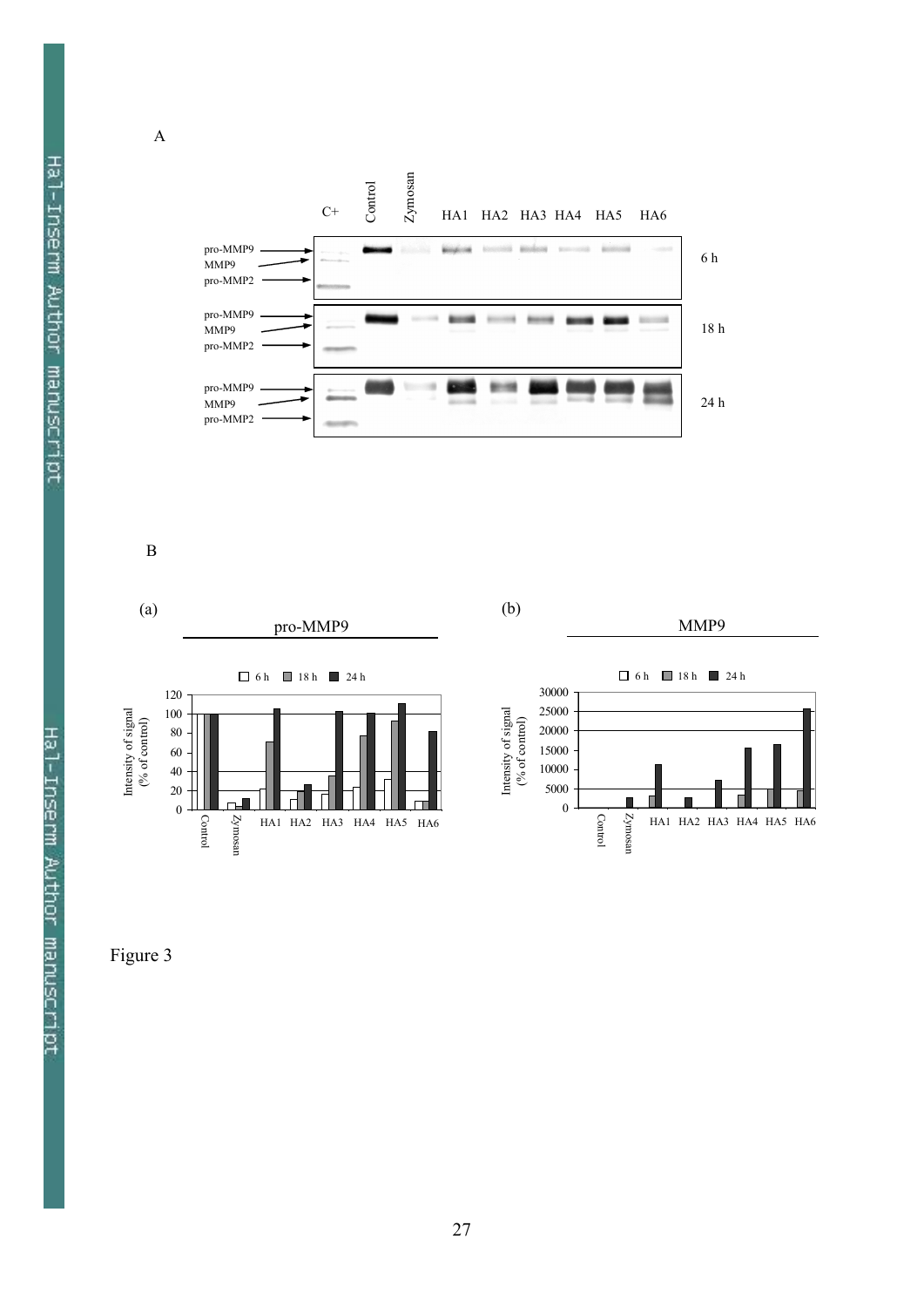Figure 3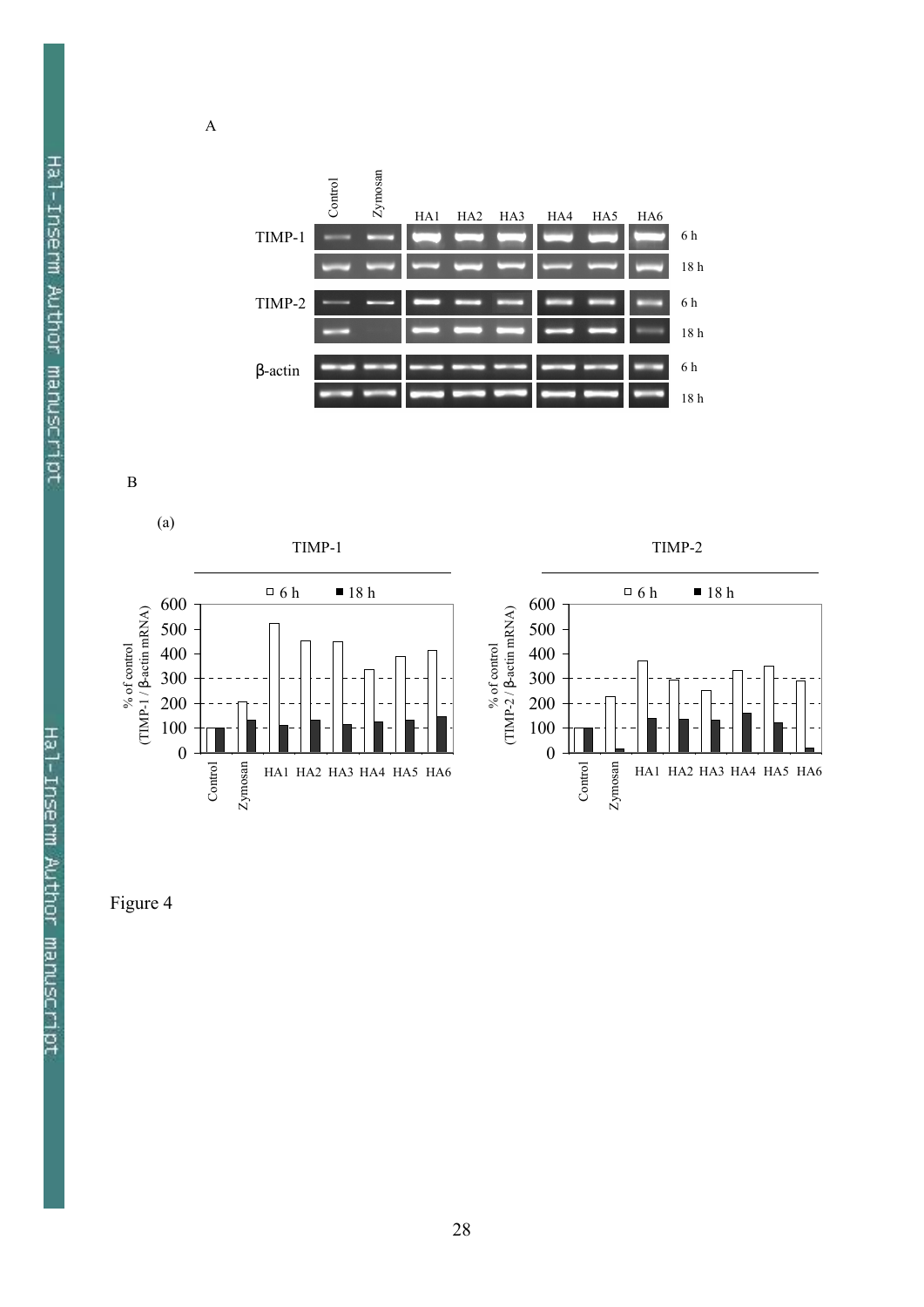A

| | Control | Zymosan | HA1 | HA2 | HA3 | HA4 | HA5 | HA6 | |
|---|---|---|---|---|---|---|---|---|---|
| TIMP-1 | | | | | | | | | 6 h |
| | | | | | | | | | 18 h |
| TIMP-2 | | | | | | | | | 6 h |
| | | | | | | | | | 18 h |
| β-actin | | | | | | | | | 6 h |
| | | | | | | | | | 18 h |

B

(a)

TIMP-1

□ 6 h ■ 18 h

% of control (TIMP-1 / β-actin mRNA)

600, 500, 400, 300, 200, 100, 0

Control, Zymosan, HA1, HA2, HA3, HA4, HA5, HA6

TIMP-2

□ 6 h ■ 18 h

% of control (TIMP-2 / β-actin mRNA)

600, 500, 400, 300, 200, 100, 0

Control, Zymosan, HA1, HA2, HA3, HA4, HA5, HA6

Figure 4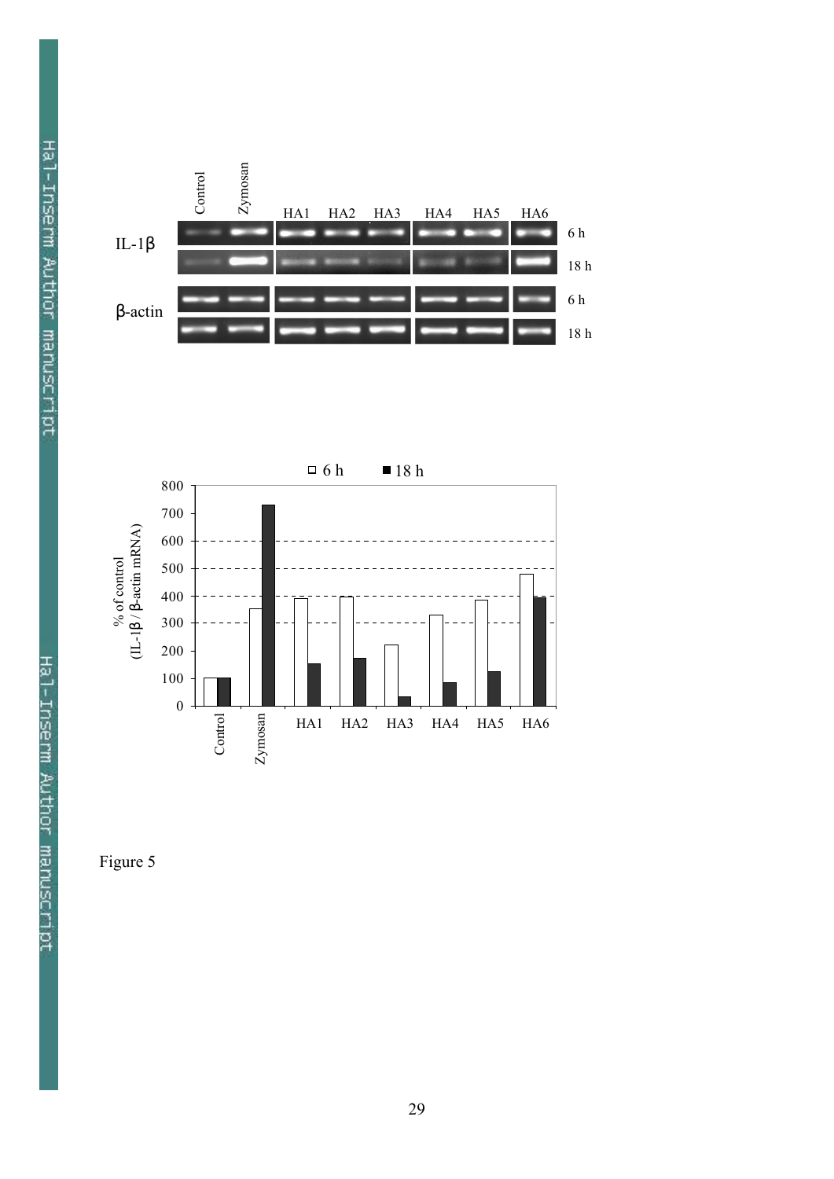Control
Zymosan
HA1 HA2 HA3 HA4 HA5 HA6

IL-1β
6 h
18 h

β-actin
6 h
18 h

□ 6 h ■ 18 h

800
700
600
500
400
300
200
100
0

% of control
(IL-1β / β-actin mRNA)

Control
Zymosan
HA1
HA2
HA3
HA4
HA5
HA6

Figure 5